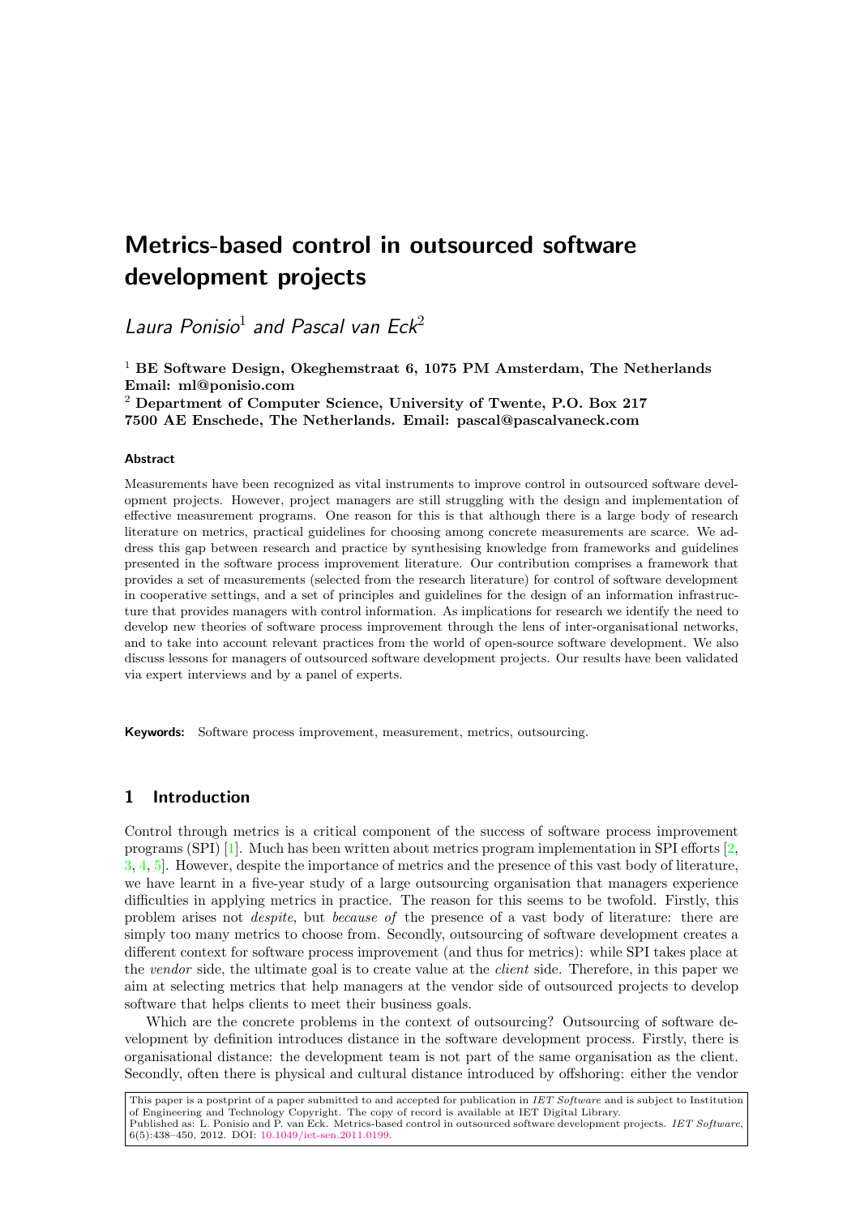# Metrics-based control in outsourced software development projects

*Laura Ponisio*[1] *and Pascal van Eck*[2]

[1] **BE Software Design, Okeghemstraat 6, 1075 PM Amsterdam, The Netherlands Email: ml@ponisio.com**

[2] **Department of Computer Science, University of Twente, P.O. Box 217 7500 AE Enschede, The Netherlands. Email: pascal@pascalvaneck.com**

#### Abstract

Measurements have been recognized as vital instruments to improve control in outsourced software development projects. However, project managers are still struggling with the design and implementation of effective measurement programs. One reason for this is that although there is a large body of research literature on metrics, practical guidelines for choosing among concrete measurements are scarce. We address this gap between research and practice by synthesising knowledge from frameworks and guidelines presented in the software process improvement literature. Our contribution comprises a framework that provides a set of measurements (selected from the research literature) for control of software development in cooperative settings, and a set of principles and guidelines for the design of an information infrastructure that provides managers with control information. As implications for research we identify the need to develop new theories of software process improvement through the lens of inter-organisational networks, and to take into account relevant practices from the world of open-source software development. We also discuss lessons for managers of outsourced software development projects. Our results have been validated via expert interviews and by a panel of experts.

**Keywords:** Software process improvement, measurement, metrics, outsourcing.

## 1 Introduction

Control through metrics is a critical component of the success of software process improvement programs (SPI) [1]. Much has been written about metrics program implementation in SPI efforts [2, 3, 4, 5]. However, despite the importance of metrics and the presence of this vast body of literature, we have learnt in a five-year study of a large outsourcing organisation that managers experience difficulties in applying metrics in practice. The reason for this seems to be twofold. Firstly, this problem arises not *despite*, but *because of* the presence of a vast body of literature: there are simply too many metrics to choose from. Secondly, outsourcing of software development creates a different context for software process improvement (and thus for metrics): while SPI takes place at the *vendor* side, the ultimate goal is to create value at the *client* side. Therefore, in this paper we aim at selecting metrics that help managers at the vendor side of outsourced projects to develop software that helps clients to meet their business goals.

Which are the concrete problems in the context of outsourcing? Outsourcing of software development by definition introduces distance in the software development process. Firstly, there is organisational distance: the development team is not part of the same organisation as the client. Secondly, often there is physical and cultural distance introduced by offshoring: either the vendor

This paper is a postprint of a paper submitted to and accepted for publication in *IET Software* and is subject to Institution of Engineering and Technology Copyright. The copy of record is available at IET Digital Library.
Published as: L. Ponisio and P. van Eck. Metrics-based control in outsourced software development projects. *IET Software*, 6(5):438–450, 2012. DOI: 10.1049/iet-sen.2011.0199.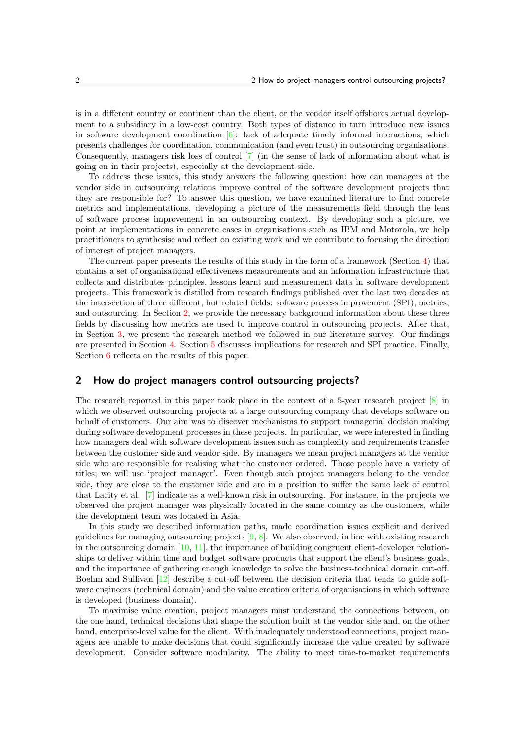is in a different country or continent than the client, or the vendor itself offshores actual development to a subsidiary in a low-cost country. Both types of distance in turn introduce new issues in software development coordination [6]: lack of adequate timely informal interactions, which presents challenges for coordination, communication (and even trust) in outsourcing organisations. Consequently, managers risk loss of control [7] (in the sense of lack of information about what is going on in their projects), especially at the development side.

To address these issues, this study answers the following question: how can managers at the vendor side in outsourcing relations improve control of the software development projects that they are responsible for? To answer this question, we have examined literature to find concrete metrics and implementations, developing a picture of the measurements field through the lens of software process improvement in an outsourcing context. By developing such a picture, we point at implementations in concrete cases in organisations such as IBM and Motorola, we help practitioners to synthesise and reflect on existing work and we contribute to focusing the direction of interest of project managers.

The current paper presents the results of this study in the form of a framework (Section 4) that contains a set of organisational effectiveness measurements and an information infrastructure that collects and distributes principles, lessons learnt and measurement data in software development projects. This framework is distilled from research findings published over the last two decades at the intersection of three different, but related fields: software process improvement (SPI), metrics, and outsourcing. In Section 2, we provide the necessary background information about these three fields by discussing how metrics are used to improve control in outsourcing projects. After that, in Section 3, we present the research method we followed in our literature survey. Our findings are presented in Section 4. Section 5 discusses implications for research and SPI practice. Finally, Section 6 reflects on the results of this paper.

## 2 How do project managers control outsourcing projects?

The research reported in this paper took place in the context of a 5-year research project [8] in which we observed outsourcing projects at a large outsourcing company that develops software on behalf of customers. Our aim was to discover mechanisms to support managerial decision making during software development processes in these projects. In particular, we were interested in finding how managers deal with software development issues such as complexity and requirements transfer between the customer side and vendor side. By managers we mean project managers at the vendor side who are responsible for realising what the customer ordered. Those people have a variety of titles; we will use 'project manager'. Even though such project managers belong to the vendor side, they are close to the customer side and are in a position to suffer the same lack of control that Lacity et al. [7] indicate as a well-known risk in outsourcing. For instance, in the projects we observed the project manager was physically located in the same country as the customers, while the development team was located in Asia.

In this study we described information paths, made coordination issues explicit and derived guidelines for managing outsourcing projects [9, 8]. We also observed, in line with existing research in the outsourcing domain [10, 11], the importance of building congruent client-developer relationships to deliver within time and budget software products that support the client's business goals, and the importance of gathering enough knowledge to solve the business-technical domain cut-off. Boehm and Sullivan [12] describe a cut-off between the decision criteria that tends to guide software engineers (technical domain) and the value creation criteria of organisations in which software is developed (business domain).

To maximise value creation, project managers must understand the connections between, on the one hand, technical decisions that shape the solution built at the vendor side and, on the other hand, enterprise-level value for the client. With inadequately understood connections, project managers are unable to make decisions that could significantly increase the value created by software development. Consider software modularity. The ability to meet time-to-market requirements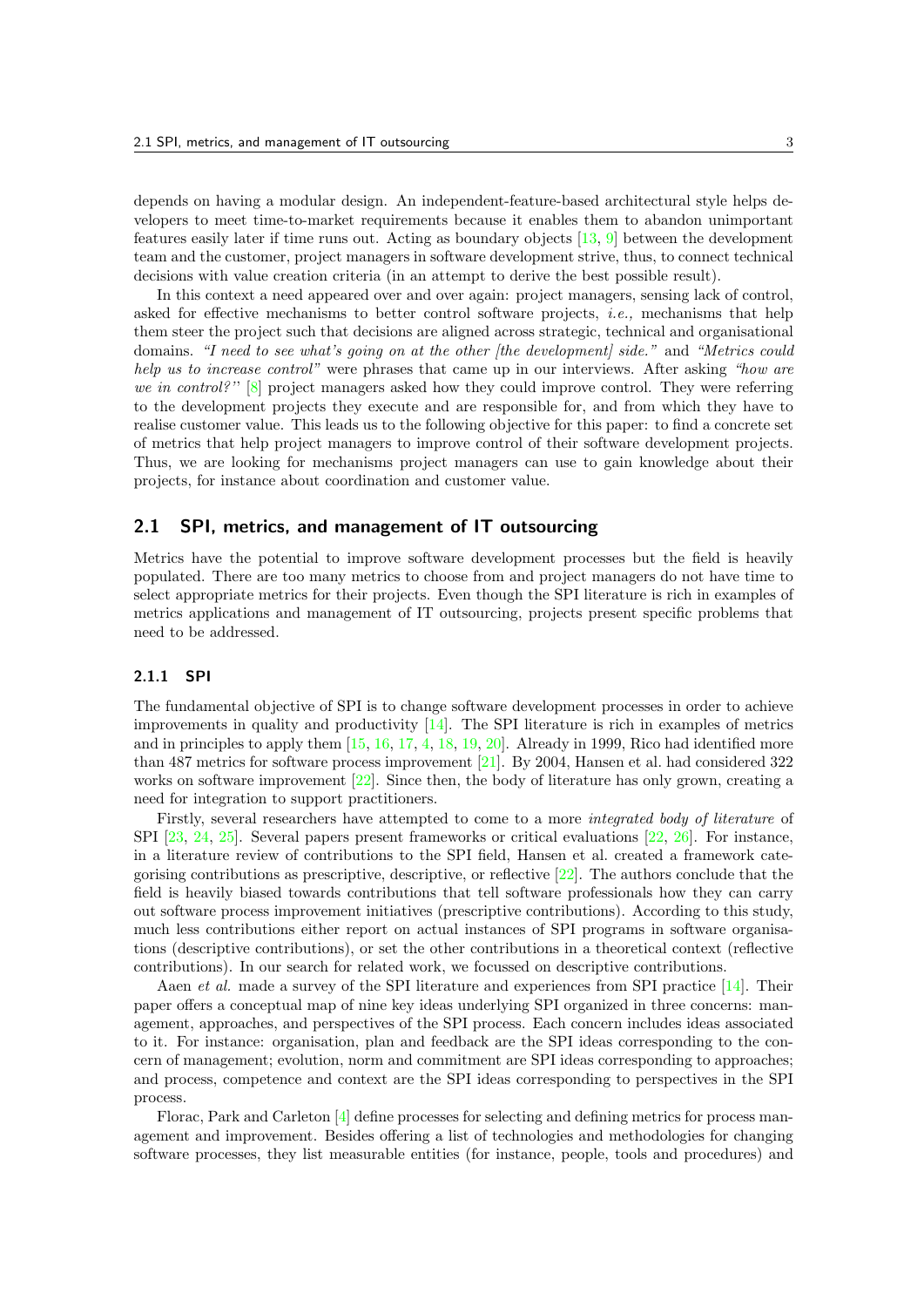depends on having a modular design. An independent-feature-based architectural style helps developers to meet time-to-market requirements because it enables them to abandon unimportant features easily later if time runs out. Acting as boundary objects [13, 9] between the development team and the customer, project managers in software development strive, thus, to connect technical decisions with value creation criteria (in an attempt to derive the best possible result).

In this context a need appeared over and over again: project managers, sensing lack of control, asked for effective mechanisms to better control software projects, *i.e.,* mechanisms that help them steer the project such that decisions are aligned across strategic, technical and organisational domains. *"I need to see what's going on at the other [the development] side."* and *"Metrics could help us to increase control"* were phrases that came up in our interviews. After asking *"how are we in control?"* [8] project managers asked how they could improve control. They were referring to the development projects they execute and are responsible for, and from which they have to realise customer value. This leads us to the following objective for this paper: to find a concrete set of metrics that help project managers to improve control of their software development projects. Thus, we are looking for mechanisms project managers can use to gain knowledge about their projects, for instance about coordination and customer value.

## 2.1 SPI, metrics, and management of IT outsourcing

Metrics have the potential to improve software development processes but the field is heavily populated. There are too many metrics to choose from and project managers do not have time to select appropriate metrics for their projects. Even though the SPI literature is rich in examples of metrics applications and management of IT outsourcing, projects present specific problems that need to be addressed.

### 2.1.1 SPI

The fundamental objective of SPI is to change software development processes in order to achieve improvements in quality and productivity [14]. The SPI literature is rich in examples of metrics and in principles to apply them [15, 16, 17, 4, 18, 19, 20]. Already in 1999, Rico had identified more than 487 metrics for software process improvement [21]. By 2004, Hansen et al. had considered 322 works on software improvement [22]. Since then, the body of literature has only grown, creating a need for integration to support practitioners.

Firstly, several researchers have attempted to come to a more *integrated body of literature* of SPI [23, 24, 25]. Several papers present frameworks or critical evaluations [22, 26]. For instance, in a literature review of contributions to the SPI field, Hansen et al. created a framework categorising contributions as prescriptive, descriptive, or reflective [22]. The authors conclude that the field is heavily biased towards contributions that tell software professionals how they can carry out software process improvement initiatives (prescriptive contributions). According to this study, much less contributions either report on actual instances of SPI programs in software organisations (descriptive contributions), or set the other contributions in a theoretical context (reflective contributions). In our search for related work, we focussed on descriptive contributions.

Aaen *et al.* made a survey of the SPI literature and experiences from SPI practice [14]. Their paper offers a conceptual map of nine key ideas underlying SPI organized in three concerns: management, approaches, and perspectives of the SPI process. Each concern includes ideas associated to it. For instance: organisation, plan and feedback are the SPI ideas corresponding to the concern of management; evolution, norm and commitment are SPI ideas corresponding to approaches; and process, competence and context are the SPI ideas corresponding to perspectives in the SPI process.

Florac, Park and Carleton [4] define processes for selecting and defining metrics for process management and improvement. Besides offering a list of technologies and methodologies for changing software processes, they list measurable entities (for instance, people, tools and procedures) and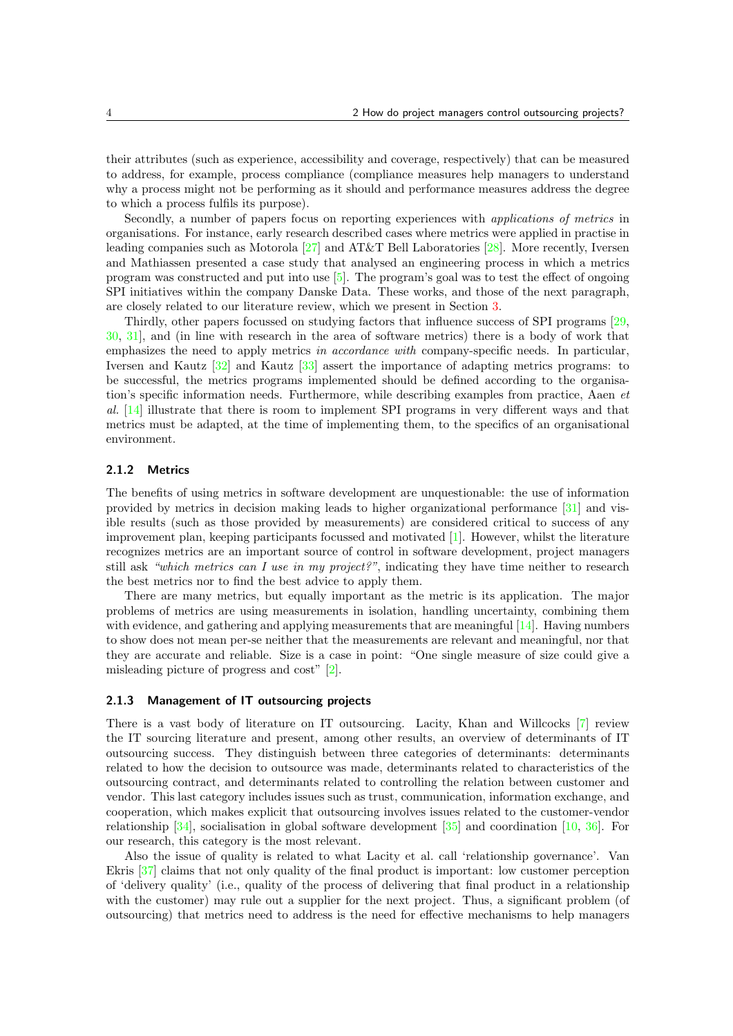their attributes (such as experience, accessibility and coverage, respectively) that can be measured to address, for example, process compliance (compliance measures help managers to understand why a process might not be performing as it should and performance measures address the degree to which a process fulfils its purpose).

Secondly, a number of papers focus on reporting experiences with *applications of metrics* in organisations. For instance, early research described cases where metrics were applied in practise in leading companies such as Motorola [27] and AT&T Bell Laboratories [28]. More recently, Iversen and Mathiassen presented a case study that analysed an engineering process in which a metrics program was constructed and put into use [5]. The program's goal was to test the effect of ongoing SPI initiatives within the company Danske Data. These works, and those of the next paragraph, are closely related to our literature review, which we present in Section 3.

Thirdly, other papers focussed on studying factors that influence success of SPI programs [29, 30, 31], and (in line with research in the area of software metrics) there is a body of work that emphasizes the need to apply metrics *in accordance with* company-specific needs. In particular, Iversen and Kautz [32] and Kautz [33] assert the importance of adapting metrics programs: to be successful, the metrics programs implemented should be defined according to the organisation's specific information needs. Furthermore, while describing examples from practice, Aaen *et al.* [14] illustrate that there is room to implement SPI programs in very different ways and that metrics must be adapted, at the time of implementing them, to the specifics of an organisational environment.

### 2.1.2 Metrics

The benefits of using metrics in software development are unquestionable: the use of information provided by metrics in decision making leads to higher organizational performance [31] and visible results (such as those provided by measurements) are considered critical to success of any improvement plan, keeping participants focussed and motivated [1]. However, whilst the literature recognizes metrics are an important source of control in software development, project managers still ask *"which metrics can I use in my project?"*, indicating they have time neither to research the best metrics nor to find the best advice to apply them.

There are many metrics, but equally important as the metric is its application. The major problems of metrics are using measurements in isolation, handling uncertainty, combining them with evidence, and gathering and applying measurements that are meaningful [14]. Having numbers to show does not mean per-se neither that the measurements are relevant and meaningful, nor that they are accurate and reliable. Size is a case in point: "One single measure of size could give a misleading picture of progress and cost" [2].

### 2.1.3 Management of IT outsourcing projects

There is a vast body of literature on IT outsourcing. Lacity, Khan and Willcocks [7] review the IT sourcing literature and present, among other results, an overview of determinants of IT outsourcing success. They distinguish between three categories of determinants: determinants related to how the decision to outsource was made, determinants related to characteristics of the outsourcing contract, and determinants related to controlling the relation between customer and vendor. This last category includes issues such as trust, communication, information exchange, and cooperation, which makes explicit that outsourcing involves issues related to the customer-vendor relationship [34], socialisation in global software development [35] and coordination [10, 36]. For our research, this category is the most relevant.

Also the issue of quality is related to what Lacity et al. call 'relationship governance'. Van Ekris [37] claims that not only quality of the final product is important: low customer perception of 'delivery quality' (i.e., quality of the process of delivering that final product in a relationship with the customer) may rule out a supplier for the next project. Thus, a significant problem (of outsourcing) that metrics need to address is the need for effective mechanisms to help managers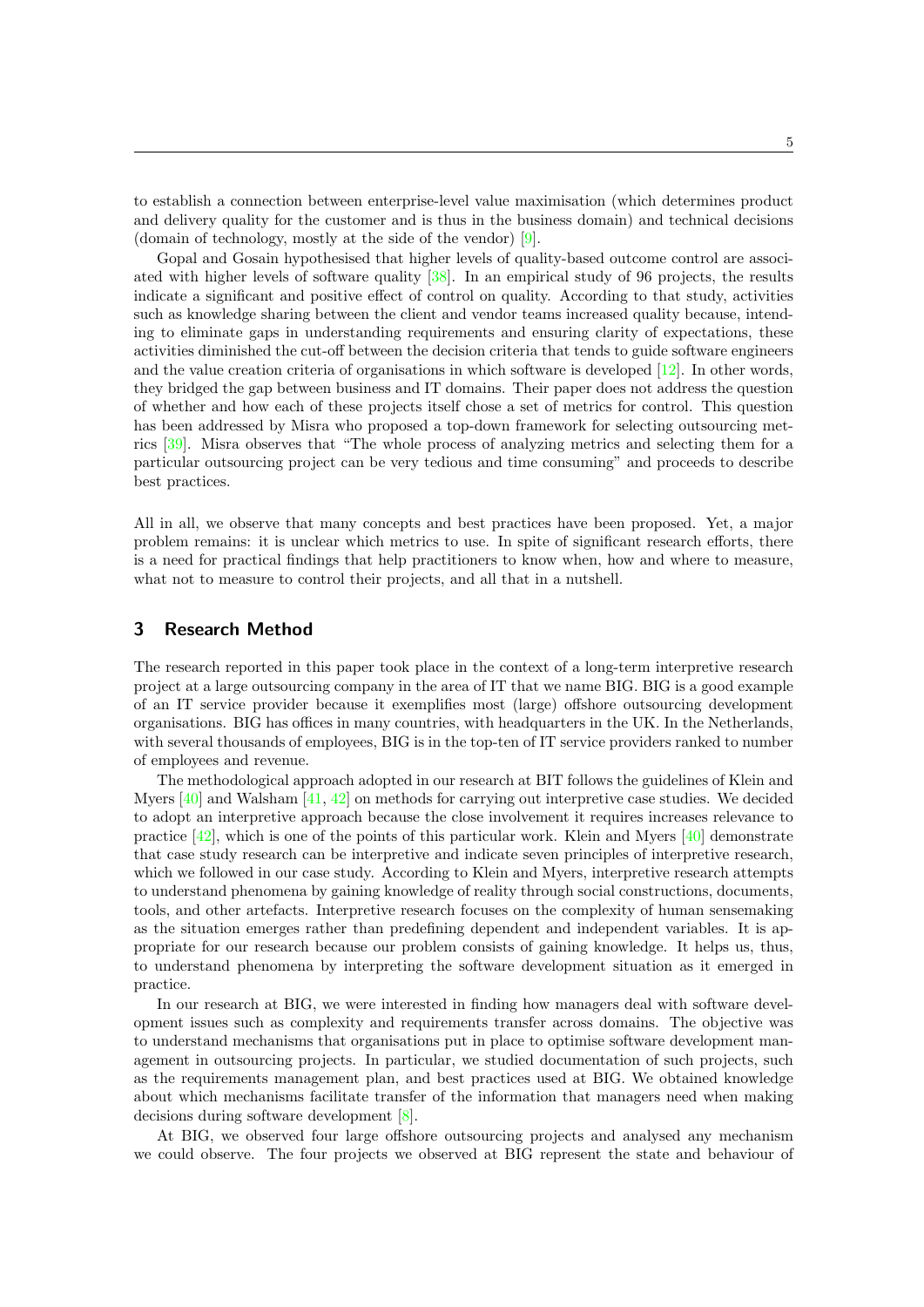to establish a connection between enterprise-level value maximisation (which determines product and delivery quality for the customer and is thus in the business domain) and technical decisions (domain of technology, mostly at the side of the vendor) [9].

Gopal and Gosain hypothesised that higher levels of quality-based outcome control are associated with higher levels of software quality [38]. In an empirical study of 96 projects, the results indicate a significant and positive effect of control on quality. According to that study, activities such as knowledge sharing between the client and vendor teams increased quality because, intending to eliminate gaps in understanding requirements and ensuring clarity of expectations, these activities diminished the cut-off between the decision criteria that tends to guide software engineers and the value creation criteria of organisations in which software is developed [12]. In other words, they bridged the gap between business and IT domains. Their paper does not address the question of whether and how each of these projects itself chose a set of metrics for control. This question has been addressed by Misra who proposed a top-down framework for selecting outsourcing metrics [39]. Misra observes that "The whole process of analyzing metrics and selecting them for a particular outsourcing project can be very tedious and time consuming" and proceeds to describe best practices.

All in all, we observe that many concepts and best practices have been proposed. Yet, a major problem remains: it is unclear which metrics to use. In spite of significant research efforts, there is a need for practical findings that help practitioners to know when, how and where to measure, what not to measure to control their projects, and all that in a nutshell.

## 3 Research Method

The research reported in this paper took place in the context of a long-term interpretive research project at a large outsourcing company in the area of IT that we name BIG. BIG is a good example of an IT service provider because it exemplifies most (large) offshore outsourcing development organisations. BIG has offices in many countries, with headquarters in the UK. In the Netherlands, with several thousands of employees, BIG is in the top-ten of IT service providers ranked to number of employees and revenue.

The methodological approach adopted in our research at BIT follows the guidelines of Klein and Myers [40] and Walsham [41, 42] on methods for carrying out interpretive case studies. We decided to adopt an interpretive approach because the close involvement it requires increases relevance to practice [42], which is one of the points of this particular work. Klein and Myers [40] demonstrate that case study research can be interpretive and indicate seven principles of interpretive research, which we followed in our case study. According to Klein and Myers, interpretive research attempts to understand phenomena by gaining knowledge of reality through social constructions, documents, tools, and other artefacts. Interpretive research focuses on the complexity of human sensemaking as the situation emerges rather than predefining dependent and independent variables. It is appropriate for our research because our problem consists of gaining knowledge. It helps us, thus, to understand phenomena by interpreting the software development situation as it emerged in practice.

In our research at BIG, we were interested in finding how managers deal with software development issues such as complexity and requirements transfer across domains. The objective was to understand mechanisms that organisations put in place to optimise software development management in outsourcing projects. In particular, we studied documentation of such projects, such as the requirements management plan, and best practices used at BIG. We obtained knowledge about which mechanisms facilitate transfer of the information that managers need when making decisions during software development [8].

At BIG, we observed four large offshore outsourcing projects and analysed any mechanism we could observe. The four projects we observed at BIG represent the state and behaviour of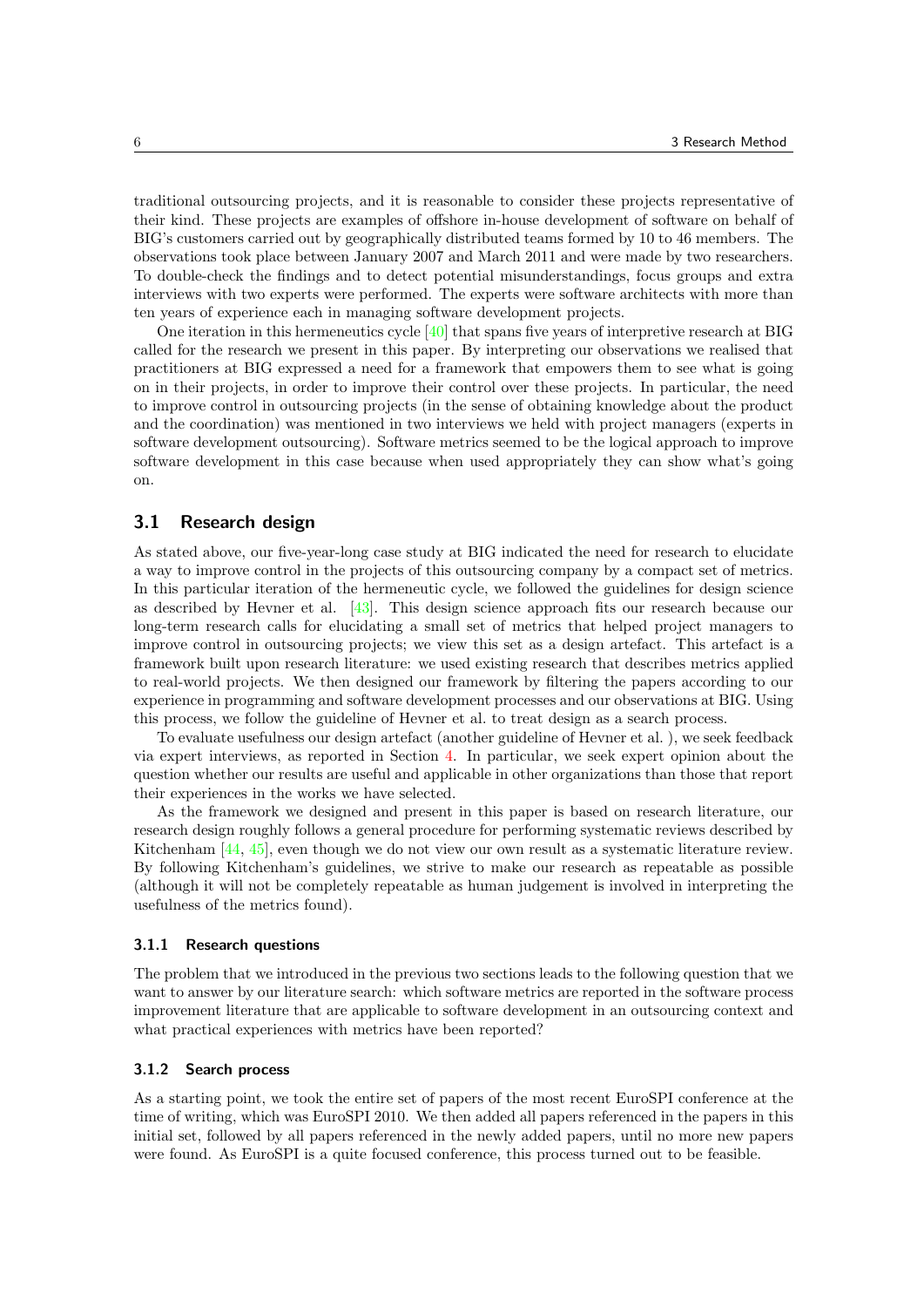traditional outsourcing projects, and it is reasonable to consider these projects representative of their kind. These projects are examples of offshore in-house development of software on behalf of BIG's customers carried out by geographically distributed teams formed by 10 to 46 members. The observations took place between January 2007 and March 2011 and were made by two researchers. To double-check the findings and to detect potential misunderstandings, focus groups and extra interviews with two experts were performed. The experts were software architects with more than ten years of experience each in managing software development projects.

One iteration in this hermeneutics cycle [40] that spans five years of interpretive research at BIG called for the research we present in this paper. By interpreting our observations we realised that practitioners at BIG expressed a need for a framework that empowers them to see what is going on in their projects, in order to improve their control over these projects. In particular, the need to improve control in outsourcing projects (in the sense of obtaining knowledge about the product and the coordination) was mentioned in two interviews we held with project managers (experts in software development outsourcing). Software metrics seemed to be the logical approach to improve software development in this case because when used appropriately they can show what's going on.

## 3.1 Research design

As stated above, our five-year-long case study at BIG indicated the need for research to elucidate a way to improve control in the projects of this outsourcing company by a compact set of metrics. In this particular iteration of the hermeneutic cycle, we followed the guidelines for design science as described by Hevner et al. [43]. This design science approach fits our research because our long-term research calls for elucidating a small set of metrics that helped project managers to improve control in outsourcing projects; we view this set as a design artefact. This artefact is a framework built upon research literature: we used existing research that describes metrics applied to real-world projects. We then designed our framework by filtering the papers according to our experience in programming and software development processes and our observations at BIG. Using this process, we follow the guideline of Hevner et al. to treat design as a search process.

To evaluate usefulness our design artefact (another guideline of Hevner et al. ), we seek feedback via expert interviews, as reported in Section 4. In particular, we seek expert opinion about the question whether our results are useful and applicable in other organizations than those that report their experiences in the works we have selected.

As the framework we designed and present in this paper is based on research literature, our research design roughly follows a general procedure for performing systematic reviews described by Kitchenham [44, 45], even though we do not view our own result as a systematic literature review. By following Kitchenham's guidelines, we strive to make our research as repeatable as possible (although it will not be completely repeatable as human judgement is involved in interpreting the usefulness of the metrics found).

### 3.1.1 Research questions

The problem that we introduced in the previous two sections leads to the following question that we want to answer by our literature search: which software metrics are reported in the software process improvement literature that are applicable to software development in an outsourcing context and what practical experiences with metrics have been reported?

### 3.1.2 Search process

As a starting point, we took the entire set of papers of the most recent EuroSPI conference at the time of writing, which was EuroSPI 2010. We then added all papers referenced in the papers in this initial set, followed by all papers referenced in the newly added papers, until no more new papers were found. As EuroSPI is a quite focused conference, this process turned out to be feasible.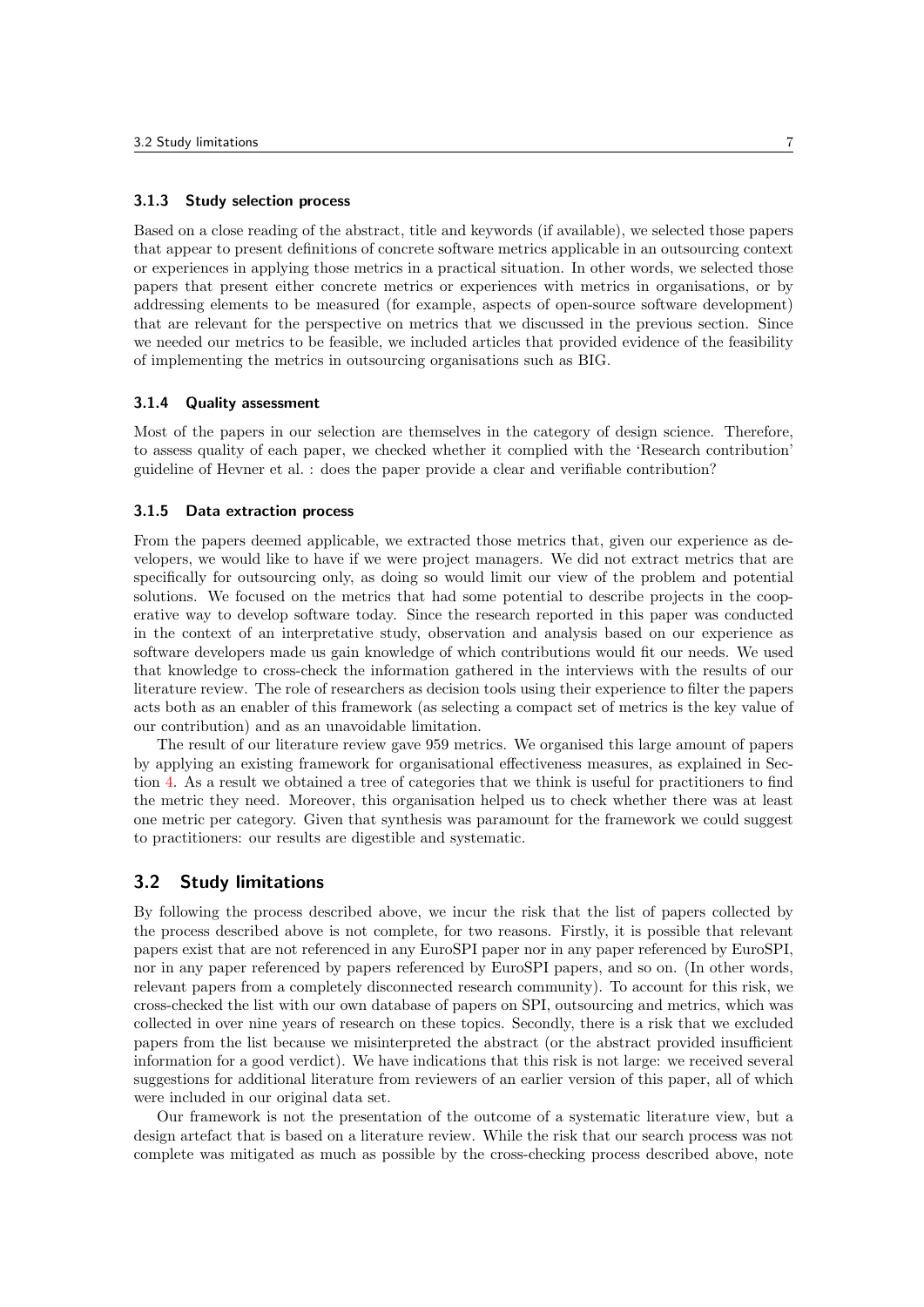#### 3.1.3 Study selection process

Based on a close reading of the abstract, title and keywords (if available), we selected those papers that appear to present definitions of concrete software metrics applicable in an outsourcing context or experiences in applying those metrics in a practical situation. In other words, we selected those papers that present either concrete metrics or experiences with metrics in organisations, or by addressing elements to be measured (for example, aspects of open-source software development) that are relevant for the perspective on metrics that we discussed in the previous section. Since we needed our metrics to be feasible, we included articles that provided evidence of the feasibility of implementing the metrics in outsourcing organisations such as BIG.

#### 3.1.4 Quality assessment

Most of the papers in our selection are themselves in the category of design science. Therefore, to assess quality of each paper, we checked whether it complied with the 'Research contribution' guideline of Hevner et al. : does the paper provide a clear and verifiable contribution?

#### 3.1.5 Data extraction process

From the papers deemed applicable, we extracted those metrics that, given our experience as developers, we would like to have if we were project managers. We did not extract metrics that are specifically for outsourcing only, as doing so would limit our view of the problem and potential solutions. We focused on the metrics that had some potential to describe projects in the cooperative way to develop software today. Since the research reported in this paper was conducted in the context of an interpretative study, observation and analysis based on our experience as software developers made us gain knowledge of which contributions would fit our needs. We used that knowledge to cross-check the information gathered in the interviews with the results of our literature review. The role of researchers as decision tools using their experience to filter the papers acts both as an enabler of this framework (as selecting a compact set of metrics is the key value of our contribution) and as an unavoidable limitation.

The result of our literature review gave 959 metrics. We organised this large amount of papers by applying an existing framework for organisational effectiveness measures, as explained in Section 4. As a result we obtained a tree of categories that we think is useful for practitioners to find the metric they need. Moreover, this organisation helped us to check whether there was at least one metric per category. Given that synthesis was paramount for the framework we could suggest to practitioners: our results are digestible and systematic.

### 3.2 Study limitations

By following the process described above, we incur the risk that the list of papers collected by the process described above is not complete, for two reasons. Firstly, it is possible that relevant papers exist that are not referenced in any EuroSPI paper nor in any paper referenced by EuroSPI, nor in any paper referenced by papers referenced by EuroSPI papers, and so on. (In other words, relevant papers from a completely disconnected research community). To account for this risk, we cross-checked the list with our own database of papers on SPI, outsourcing and metrics, which was collected in over nine years of research on these topics. Secondly, there is a risk that we excluded papers from the list because we misinterpreted the abstract (or the abstract provided insufficient information for a good verdict). We have indications that this risk is not large: we received several suggestions for additional literature from reviewers of an earlier version of this paper, all of which were included in our original data set.

Our framework is not the presentation of the outcome of a systematic literature view, but a design artefact that is based on a literature review. While the risk that our search process was not complete was mitigated as much as possible by the cross-checking process described above, note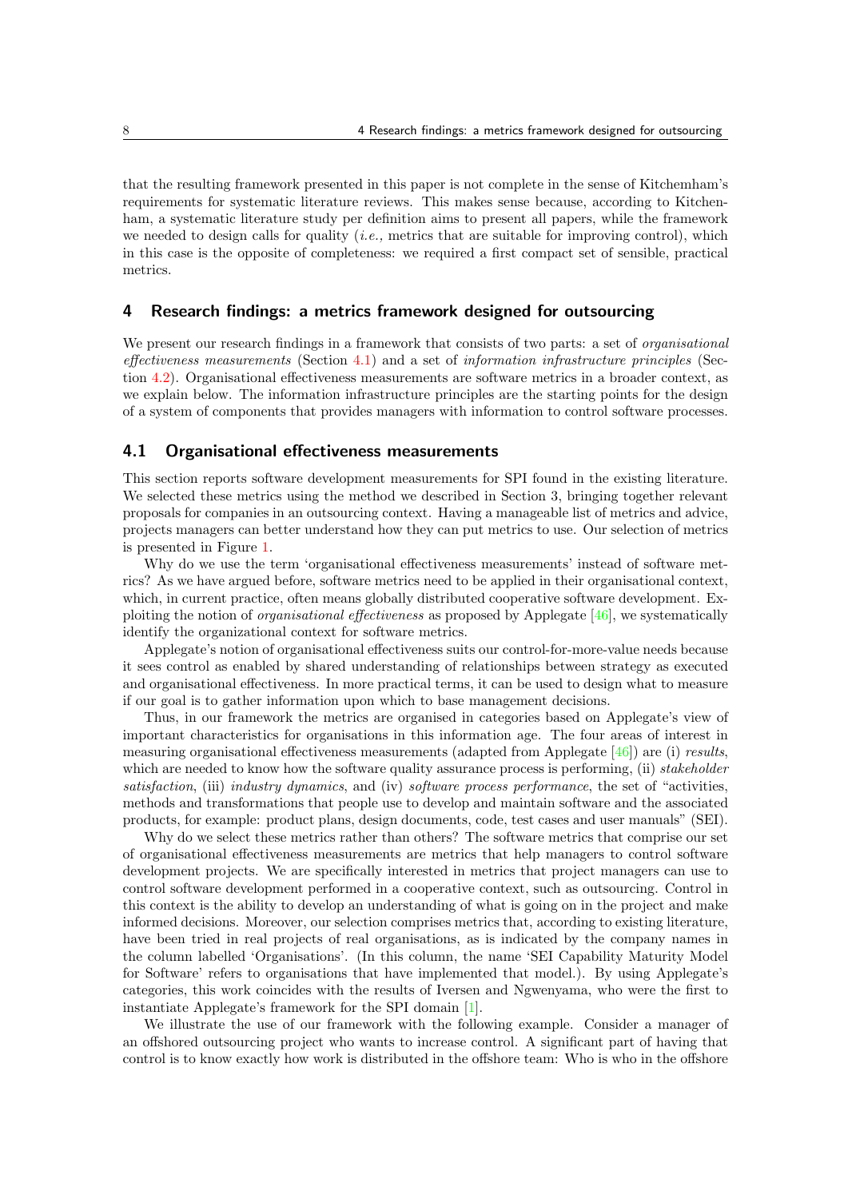that the resulting framework presented in this paper is not complete in the sense of Kitchemham's requirements for systematic literature reviews. This makes sense because, according to Kitchenham, a systematic literature study per definition aims to present all papers, while the framework we needed to design calls for quality (*i.e.,* metrics that are suitable for improving control), which in this case is the opposite of completeness: we required a first compact set of sensible, practical metrics.

## 4 Research findings: a metrics framework designed for outsourcing

We present our research findings in a framework that consists of two parts: a set of *organisational effectiveness measurements* (Section 4.1) and a set of *information infrastructure principles* (Section 4.2). Organisational effectiveness measurements are software metrics in a broader context, as we explain below. The information infrastructure principles are the starting points for the design of a system of components that provides managers with information to control software processes.

### 4.1 Organisational effectiveness measurements

This section reports software development measurements for SPI found in the existing literature. We selected these metrics using the method we described in Section 3, bringing together relevant proposals for companies in an outsourcing context. Having a manageable list of metrics and advice, projects managers can better understand how they can put metrics to use. Our selection of metrics is presented in Figure 1.

Why do we use the term 'organisational effectiveness measurements' instead of software metrics? As we have argued before, software metrics need to be applied in their organisational context, which, in current practice, often means globally distributed cooperative software development. Exploiting the notion of *organisational effectiveness* as proposed by Applegate [46], we systematically identify the organizational context for software metrics.

Applegate's notion of organisational effectiveness suits our control-for-more-value needs because it sees control as enabled by shared understanding of relationships between strategy as executed and organisational effectiveness. In more practical terms, it can be used to design what to measure if our goal is to gather information upon which to base management decisions.

Thus, in our framework the metrics are organised in categories based on Applegate's view of important characteristics for organisations in this information age. The four areas of interest in measuring organisational effectiveness measurements (adapted from Applegate [46]) are (i) *results*, which are needed to know how the software quality assurance process is performing, (ii) *stakeholder satisfaction*, (iii) *industry dynamics*, and (iv) *software process performance*, the set of "activities, methods and transformations that people use to develop and maintain software and the associated products, for example: product plans, design documents, code, test cases and user manuals" (SEI).

Why do we select these metrics rather than others? The software metrics that comprise our set of organisational effectiveness measurements are metrics that help managers to control software development projects. We are specifically interested in metrics that project managers can use to control software development performed in a cooperative context, such as outsourcing. Control in this context is the ability to develop an understanding of what is going on in the project and make informed decisions. Moreover, our selection comprises metrics that, according to existing literature, have been tried in real projects of real organisations, as is indicated by the company names in the column labelled 'Organisations'. (In this column, the name 'SEI Capability Maturity Model for Software' refers to organisations that have implemented that model.). By using Applegate's categories, this work coincides with the results of Iversen and Ngwenyama, who were the first to instantiate Applegate's framework for the SPI domain [1].

We illustrate the use of our framework with the following example. Consider a manager of an offshored outsourcing project who wants to increase control. A significant part of having that control is to know exactly how work is distributed in the offshore team: Who is who in the offshore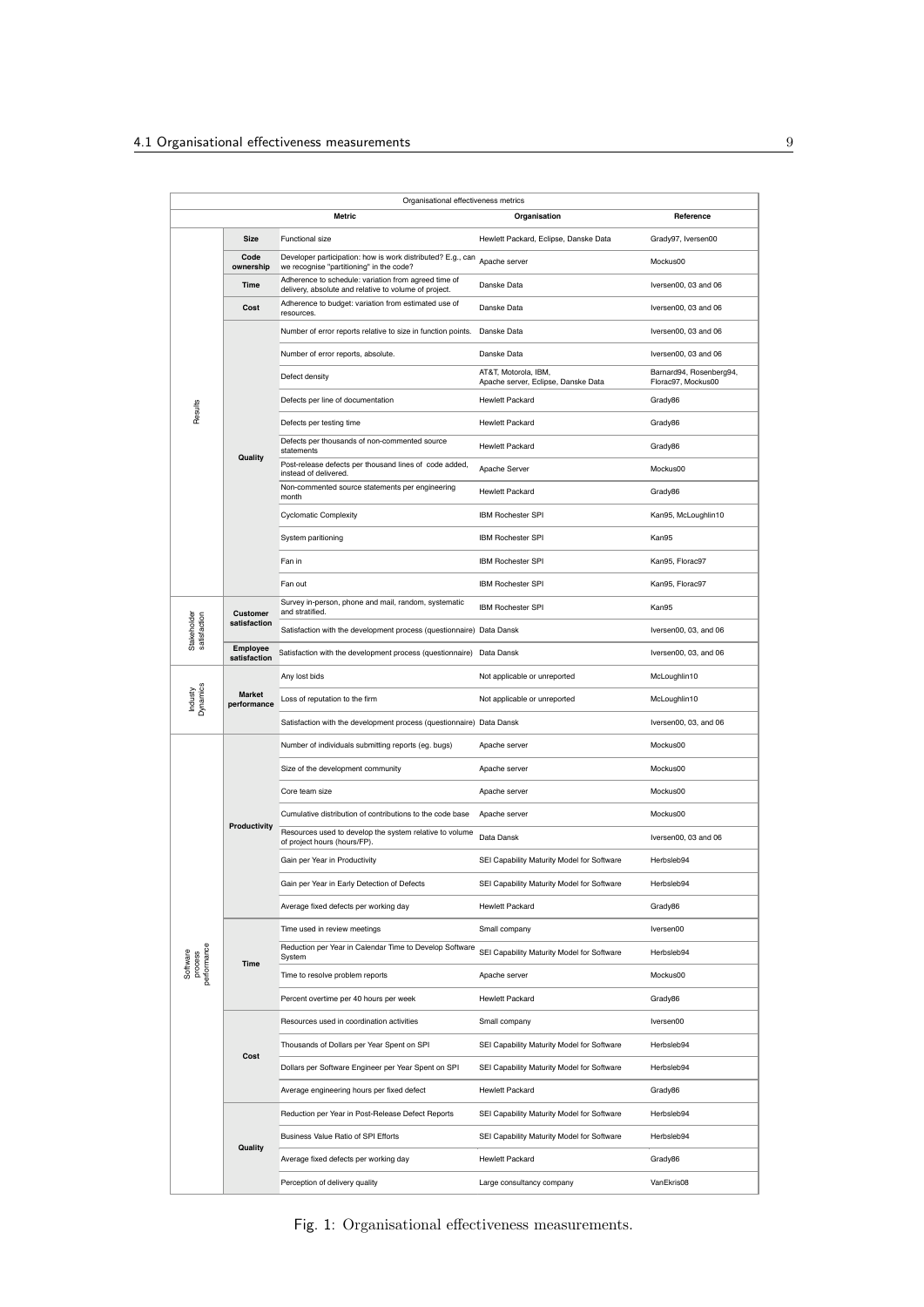| Organisational effectiveness metrics | | | | |
|---|---|---|---|---|
| | | **Metric** | **Organisation** | **Reference** |
| Results | **Size** | Functional size | Hewlett Packard, Eclipse, Danske Data | Grady97, Iversen00 |
| | **Code ownership** | Developer participation: how is work distributed? E.g., can we recognise "partitioning" in the code? | Apache server | Mockus00 |
| | **Time** | Adherence to schedule: variation from agreed time of delivery, absolute and relative to volume of project. | Danske Data | Iversen00, 03 and 06 |
| | **Cost** | Adherence to budget: variation from estimated use of resources. | Danske Data | Iversen00, 03 and 06 |
| | **Quality** | Number of error reports relative to size in function points. | Danske Data | Iversen00, 03 and 06 |
| | | Number of error reports, absolute. | Danske Data | Iversen00, 03 and 06 |
| | | Defect density | AT&T, Motorola, IBM, Apache server, Eclipse, Danske Data | Barnard94, Rosenberg94, Florac97, Mockus00 |
| | | Defects per line of documentation | Hewlett Packard | Grady86 |
| | | Defects per testing time | Hewlett Packard | Grady86 |
| | | Defects per thousands of non-commented source statements | Hewlett Packard | Grady86 |
| | | Post-release defects per thousand lines of code added, instead of delivered. | Apache Server | Mockus00 |
| | | Non-commented source statements per engineering month | Hewlett Packard | Grady86 |
| | | Cyclomatic Complexity | IBM Rochester SPI | Kan95, McLoughlin10 |
| | | System paritioning | IBM Rochester SPI | Kan95 |
| | | Fan in | IBM Rochester SPI | Kan95, Florac97 |
| | | Fan out | IBM Rochester SPI | Kan95, Florac97 |
| Stakeholder satisfaction | **Customer satisfaction** | Survey in-person, phone and mail, random, systematic and stratified. | IBM Rochester SPI | Kan95 |
| | | Satisfaction with the development process (questionnaire) | Data Dansk | Iversen00, 03, and 06 |
| | **Employee satisfaction** | Satisfaction with the development process (questionnaire) | Data Dansk | Iversen00, 03, and 06 |
| Industy Dynamics | **Market performance** | Any lost bids | Not applicable or unreported | McLoughlin10 |
| | | Loss of reputation to the firm | Not applicable or unreported | McLoughlin10 |
| | | Satisfaction with the development process (questionnaire) | Data Dansk | Iversen00, 03, and 06 |
| Software process performance | **Productivity** | Number of individuals submitting reports (eg. bugs) | Apache server | Mockus00 |
| | | Size of the development community | Apache server | Mockus00 |
| | | Core team size | Apache server | Mockus00 |
| | | Cumulative distribution of contributions to the code base | Apache server | Mockus00 |
| | | Resources used to develop the system relative to volume of project hours (hours/FP). | Data Dansk | Iversen00, 03 and 06 |
| | | Gain per Year in Productivity | SEI Capability Maturity Model for Software | Herbsleb94 |
| | | Gain per Year in Early Detection of Defects | SEI Capability Maturity Model for Software | Herbsleb94 |
| | | Average fixed defects per working day | Hewlett Packard | Grady86 |
| | **Time** | Time used in review meetings | Small company | Iversen00 |
| | | Reduction per Year in Calendar Time to Develop Software System | SEI Capability Maturity Model for Software | Herbsleb94 |
| | | Time to resolve problem reports | Apache server | Mockus00 |
| | | Percent overtime per 40 hours per week | Hewlett Packard | Grady86 |
| | **Cost** | Resources used in coordination activities | Small company | Iversen00 |
| | | Thousands of Dollars per Year Spent on SPI | SEI Capability Maturity Model for Software | Herbsleb94 |
| | | Dollars per Software Engineer per Year Spent on SPI | SEI Capability Maturity Model for Software | Herbsleb94 |
| | | Average engineering hours per fixed defect | Hewlett Packard | Grady86 |
| | **Quality** | Reduction per Year in Post-Release Defect Reports | SEI Capability Maturity Model for Software | Herbsleb94 |
| | | Business Value Ratio of SPI Efforts | SEI Capability Maturity Model for Software | Herbsleb94 |
| | | Average fixed defects per working day | Hewlett Packard | Grady86 |
| | | Perception of delivery quality | Large consultancy company | VanEkris08 |

Fig. 1: Organisational effectiveness measurements.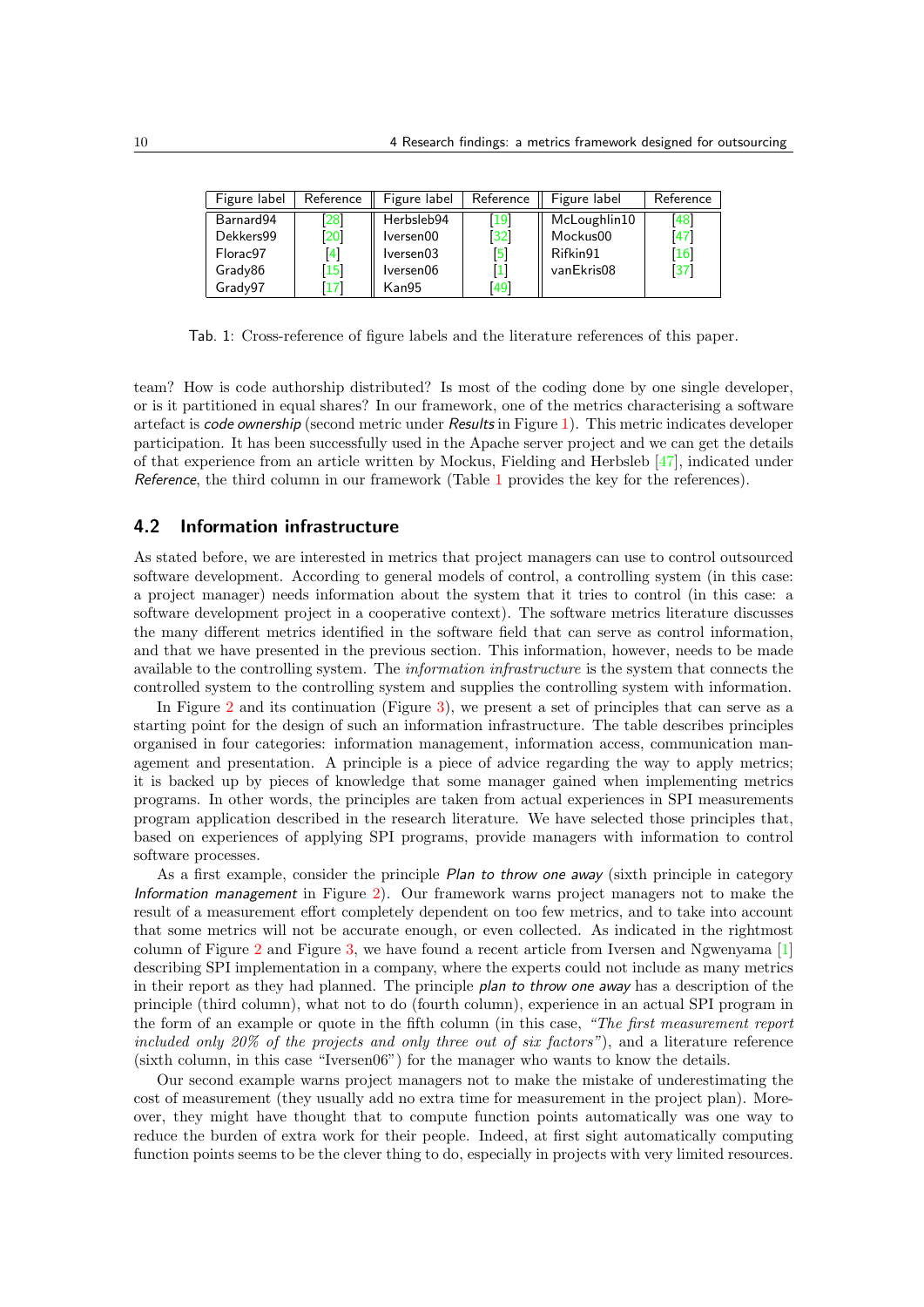| Figure label | Reference | Figure label | Reference | Figure label | Reference |
|---|---|---|---|---|---|
| Barnard94 | [28] | Herbsleb94 | [19] | McLoughlin10 | [48] |
| Dekkers99 | [20] | Iversen00 | [32] | Mockus00 | [47] |
| Florac97 | [4] | Iversen03 | [5] | Rifkin91 | [16] |
| Grady86 | [15] | Iversen06 | [1] | vanEkris08 | [37] |
| Grady97 | [17] | Kan95 | [49] | | |

Tab. 1: Cross-reference of figure labels and the literature references of this paper.

team? How is code authorship distributed? Is most of the coding done by one single developer, or is it partitioned in equal shares? In our framework, one of the metrics characterising a software artefact is *code ownership* (second metric under *Results* in Figure 1). This metric indicates developer participation. It has been successfully used in the Apache server project and we can get the details of that experience from an article written by Mockus, Fielding and Herbsleb [47], indicated under *Reference*, the third column in our framework (Table 1 provides the key for the references).

## 4.2 Information infrastructure

As stated before, we are interested in metrics that project managers can use to control outsourced software development. According to general models of control, a controlling system (in this case: a project manager) needs information about the system that it tries to control (in this case: a software development project in a cooperative context). The software metrics literature discusses the many different metrics identified in the software field that can serve as control information, and that we have presented in the previous section. This information, however, needs to be made available to the controlling system. The *information infrastructure* is the system that connects the controlled system to the controlling system and supplies the controlling system with information.

In Figure 2 and its continuation (Figure 3), we present a set of principles that can serve as a starting point for the design of such an information infrastructure. The table describes principles organised in four categories: information management, information access, communication management and presentation. A principle is a piece of advice regarding the way to apply metrics; it is backed up by pieces of knowledge that some manager gained when implementing metrics programs. In other words, the principles are taken from actual experiences in SPI measurements program application described in the research literature. We have selected those principles that, based on experiences of applying SPI programs, provide managers with information to control software processes.

As a first example, consider the principle *Plan to throw one away* (sixth principle in category *Information management* in Figure 2). Our framework warns project managers not to make the result of a measurement effort completely dependent on too few metrics, and to take into account that some metrics will not be accurate enough, or even collected. As indicated in the rightmost column of Figure 2 and Figure 3, we have found a recent article from Iversen and Ngwenyama [1] describing SPI implementation in a company, where the experts could not include as many metrics in their report as they had planned. The principle *plan to throw one away* has a description of the principle (third column), what not to do (fourth column), experience in an actual SPI program in the form of an example or quote in the fifth column (in this case, *"The first measurement report included only 20% of the projects and only three out of six factors"*), and a literature reference (sixth column, in this case "Iversen06") for the manager who wants to know the details.

Our second example warns project managers not to make the mistake of underestimating the cost of measurement (they usually add no extra time for measurement in the project plan). Moreover, they might have thought that to compute function points automatically was one way to reduce the burden of extra work for their people. Indeed, at first sight automatically computing function points seems to be the clever thing to do, especially in projects with very limited resources.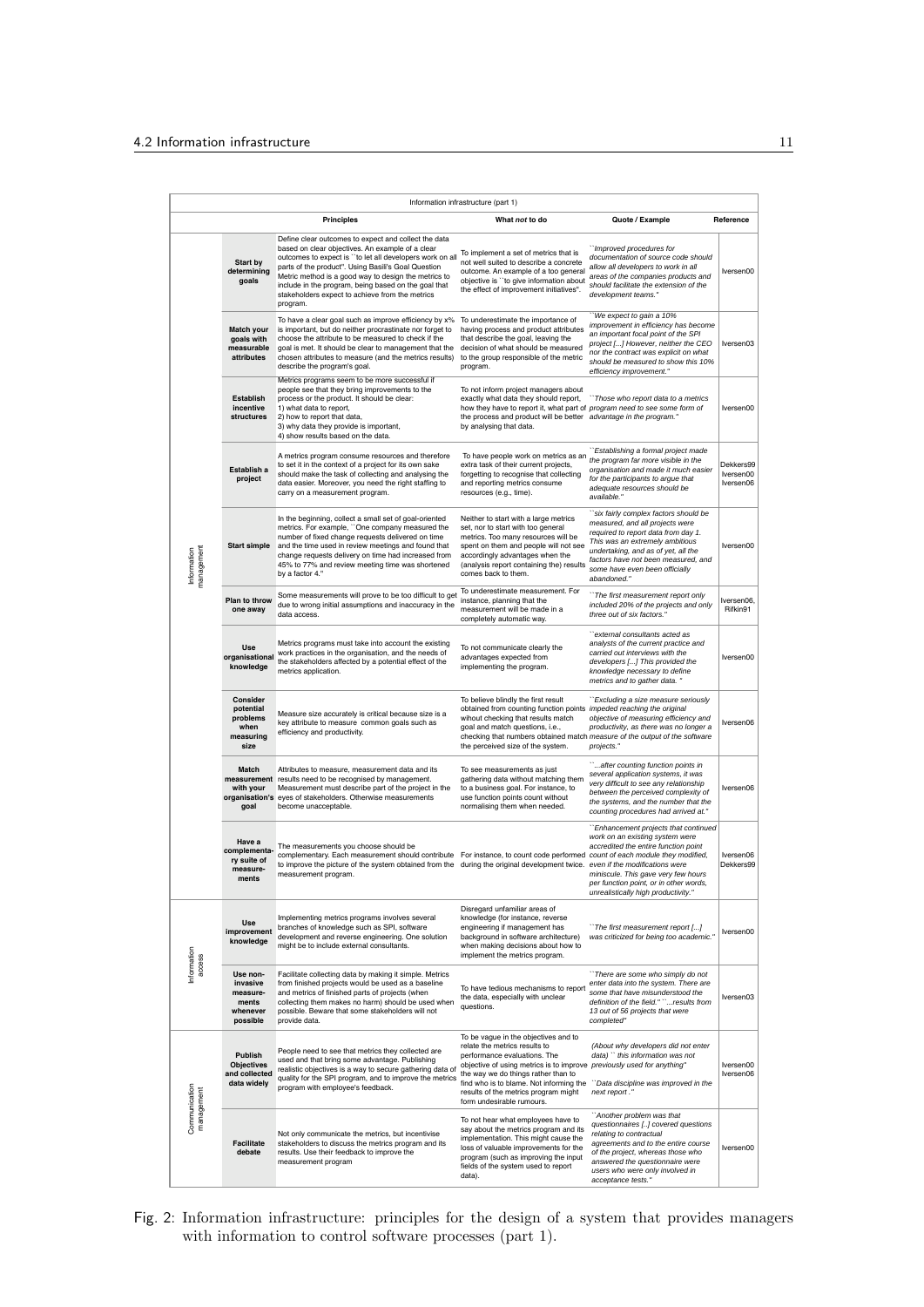| Information infrastructure (part 1) | | | | | |
|---|---|---|---|---|---|
| | | **Principles** | **What *not* to do** | **Quote / Example** | **Reference** |
| Information management | **Start by determining goals** | Define clear outcomes to expect and collect the data based on clear objectives. An example of a clear outcomes to expect is ``to let all developers work on all parts of the product". Using Basili's Goal Question Metric method is a good way to design the metrics to include in the program, being based on the goal that stakeholders expect to achieve from the metrics program. | To implement a set of metrics that is not well suited to describe a concrete outcome. An example of a too general objective is ``to give information about the effect of improvement initiatives". | *``Improved procedures for documentation of source code should allow all developers to work in all areas of the companies products and should facilitate the extension of the development teams."* | Iversen00 |
| | **Match your goals with measurable attributes** | To have a clear goal such as improve efficiency by x% is important, but do neither procrastinate nor forget to choose the attribute to be measured to check if the goal is met. It should be clear to management that the chosen attributes to measure (and the metrics results) describe the program's goal. | To underestimate the importance of having process and product attributes that describe the goal, leaving the decision of what should be measured to the group responsible of the metric program. | *``We expect to gain a 10% improvement in efficiency has become an important focal point of the SPI project [...] However, neither the CEO nor the contract was explicit on what should be measured to show this 10% efficiency improvement."* | Iversen03 |
| | **Establish incentive structures** | Metrics programs seem to be more successful if people see that they bring improvements to the process or the product. It should be clear: 1) what data to report, 2) how to report that data, 3) why data they provide is important, 4) show results based on the data. | To not inform project managers about exactly what data they should report, how they have to report it, what part of the process and product will be better by analysing that data. | *``Those who report data to a metrics program need to see some form of advantage in the program."* | Iversen00 |
| | **Establish a project** | A metrics program consume resources and therefore to set it in the context of a project for its own sake should make the task of collecting and analysing the data easier. Moreover, you need the right staffing to carry on a measurement program. | To have people work on metrics as an extra task of their current projects, forgetting to recognise that collecting and reporting metrics consume resources (e.g., time). | *``Establishing a formal project made the program far more visible in the organisation and made it much easier for the participants to argue that adequate resources should be available."* | Dekkers99 Iversen00 Iversen06 |
| | **Start simple** | In the beginning, collect a small set of goal-oriented metrics. For example, ``One company measured the number of fixed change requests delivered on time and the time used in review meetings and found that change requests delivery on time had increased from 45% to 77% and review meeting time was shortened by a factor 4." | Neither to start with a large metrics set, nor to start with too general metrics. Too many resources will be spent on them and people will not see accordingly advantages when the (analysis report containing the) results comes back to them. | *``six fairly complex factors should be measured, and all projects were required to report data from day 1. This was an extremely ambitious undertaking, and as of yet, all the factors have not been measured, and some have even been officially abandoned."* | Iversen00 |
| | **Plan to throw one away** | Some measurements will prove to be too difficult to get due to wrong initial assumptions and inaccuracy in the data access. | To underestimate measurement. For instance, planning that the measurement will be made in a completely automatic way. | *``The first measurement report only included 20% of the projects and only three out of six factors."* | Iversen06, Rifkin91 |
| | **Use organisational knowledge** | Metrics programs must take into account the existing work practices in the organisation, and the needs of the stakeholders affected by a potential effect of the metrics application. | To not communicate clearly the advantages expected from implementing the program. | *``external consultants acted as analysts of the current practice and carried out interviews with the developers [...] This provided the knowledge necessary to define metrics and to gather data. "* | Iversen00 |
| | **Consider potential problems when measuring size** | Measure size accurately is critical because size is a key attribute to measure common goals such as efficiency and productivity. | To believe blindly the first result obtained from counting function points without checking that results match goal and match questions, i.e., checking that numbers obtained match the perceived size of the system. | *``Excluding a size measure seriously impeded reaching the original objective of measuring efficiency and productivity, as there was no longer a measure of the output of the software projects."* | Iversen06 |
| | **Match measurement with your organisation's goal** | Attributes to measure, measurement data and its results need to be recognised by management. Measurement must describe part of the project in the eyes of stakeholders. Otherwise measurements become unacceptable. | To see measurements as just gathering data without matching them to a business goal. For instance, to use function points count without normalising them when needed. | *``...after counting function points in several application systems, it was very difficult to see any relationship between the perceived complexity of the systems, and the number that the counting procedures had arrived at."* | Iversen06 |
| | **Have a complementary suite of measurements** | The measurements you choose should be complementary. Each measurement should contribute to improve the picture of the system obtained from the measurement program. | For instance, to count code performed during the original development twice. | *``Enhancement projects that continued work on an existing system were accredited the entire function point count of each module they modified, even if the modifications were miniscule. This gave very few hours per function point, or in other words, unrealistically high productivity."* | Iversen06 Dekkers99 |
| Information access | **Use improvement knowledge** | Implementing metrics programs involves several branches of knowledge such as SPI, software development and reverse engineering. One solution might be to include external consultants. | Disregard unfamiliar areas of knowledge (for instance, reverse engineering if management has background in software architecture) when making decisions about how to implement the metrics program. | *``The first measurement report [...] was criticized for being too academic."* | Iversen00 |
| | **Use non-invasive measurements whenever possible** | Facilitate collecting data by making it simple. Metrics from finished projects would be used as a baseline and metrics of finished parts of projects (when collecting them makes no harm) should be used when possible. Beware that some stakeholders will not provide data. | To have tedious mechanisms to report the data, especially with unclear questions. | *``There are some who simply do not enter data into the system. There are some that have misunderstood the definition of the field." ``...results from 13 out of 56 projects that were completed"* | Iversen03 |
| Communication management | **Publish Objectives and collected data widely** | People need to see that metrics they collected are used and that bring some advantage. Publishing realistic objectives is a way to secure gathering data of quality for the SPI program, and to improve the metrics program with employee's feedback. | To be vague in the objectives and to relate the metrics results to performance evaluations. The objective of using metrics is to improve the way we do things rather than to find who is to blame. Not informing the results of the metrics program might form undesirable rumours. | *(About why developers did not enter data) `` this information was not previously used for anything"* *``Data discipline was improved in the next report ."* | Iversen00 Iversen06 |
| | **Facilitate debate** | Not only communicate the metrics, but incentivise stakeholders to discuss the metrics program and its results. Use their feedback to improve the measurement program | To not hear what employees have to say about the metrics program and its implementation. This might cause the loss of valuable improvements for the program (such as improving the input fields of the system used to report data). | *``Another problem was that questionnaires [..] covered questions relating to contractual agreements and to the entire course of the project, whereas those who answered the questionnaire were users who were only involved in acceptance tests."* | Iversen00 |

Fig. 2: Information infrastructure: principles for the design of a system that provides managers with information to control software processes (part 1).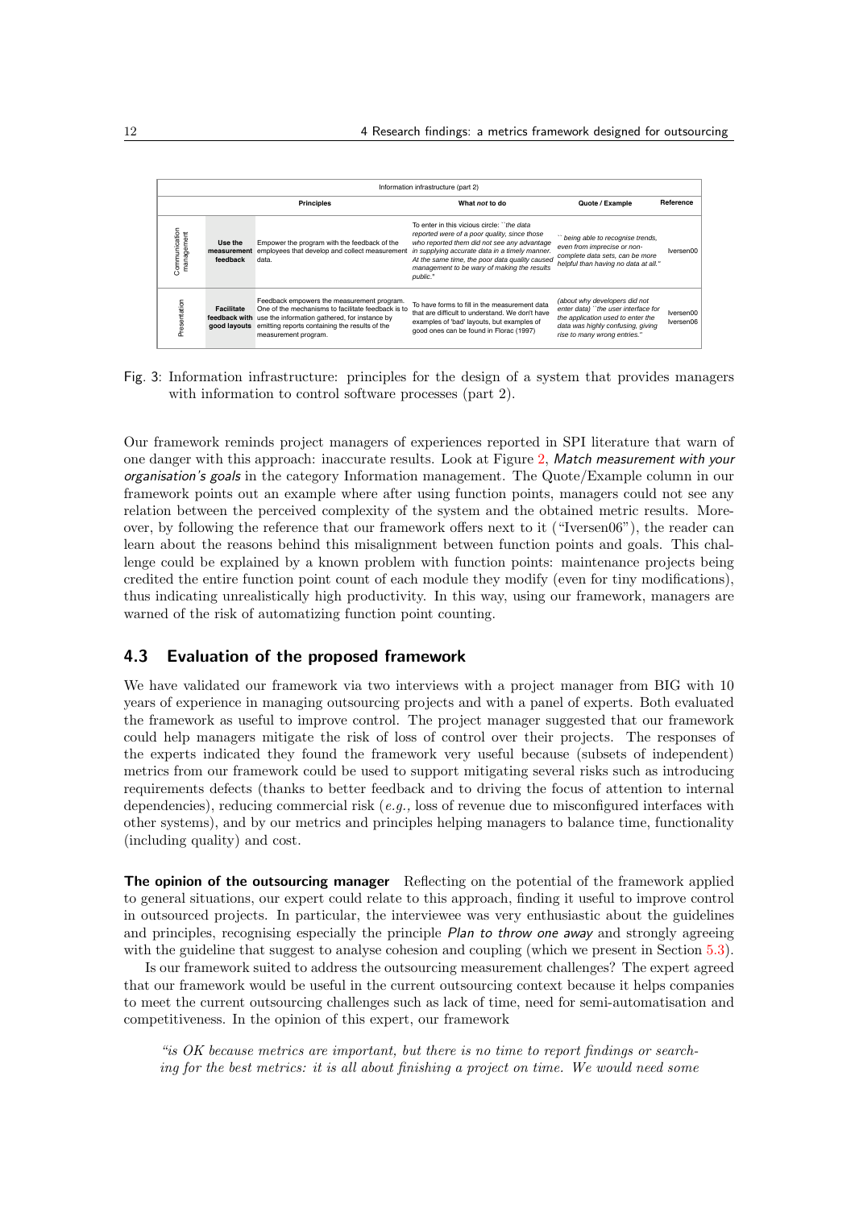| Information infrastructure (part 2) | | | | | |
|---|---|---|---|---|---|
| | | **Principles** | **What *not* to do** | **Quote / Example** | **Reference** |
| Communication management | **Use the measurement feedback** | Empower the program with the feedback of the employees that develop and collect measurement data. | To enter in this vicious circle: ``*the data reported were of a poor quality, since those who reported them did not see any advantage in supplying accurate data in a timely manner. At the same time, the poor data quality caused management to be wary of making the results public.*" | *`` being able to recognise trends, even from imprecise or non-complete data sets, can be more helpful than having no data at all.*" | Iversen00 |
| Presentation | **Facilitate feedback with good layouts** | Feedback empowers the measurement program. One of the mechanisms to facilitate feedback is to use the information gathered, for instance by emitting reports containing the results of the measurement program. | To have forms to fill in the measurement data that are difficult to understand. We don't have examples of 'bad' layouts, but examples of good ones can be found in Florac (1997) | *(about why developers did not enter data) ``the user interface for the application used to enter the data was highly confusing, giving rise to many wrong entries.*" | Iversen00 Iversen06 |

Fig. 3: Information infrastructure: principles for the design of a system that provides managers with information to control software processes (part 2).

Our framework reminds project managers of experiences reported in SPI literature that warn of one danger with this approach: inaccurate results. Look at Figure 2, *Match measurement with your organisation's goals* in the category Information management. The Quote/Example column in our framework points out an example where after using function points, managers could not see any relation between the perceived complexity of the system and the obtained metric results. Moreover, by following the reference that our framework offers next to it ("Iversen06"), the reader can learn about the reasons behind this misalignment between function points and goals. This challenge could be explained by a known problem with function points: maintenance projects being credited the entire function point count of each module they modify (even for tiny modifications), thus indicating unrealistically high productivity. In this way, using our framework, managers are warned of the risk of automatizing function point counting.

## 4.3 Evaluation of the proposed framework

We have validated our framework via two interviews with a project manager from BIG with 10 years of experience in managing outsourcing projects and with a panel of experts. Both evaluated the framework as useful to improve control. The project manager suggested that our framework could help managers mitigate the risk of loss of control over their projects. The responses of the experts indicated they found the framework very useful because (subsets of independent) metrics from our framework could be used to support mitigating several risks such as introducing requirements defects (thanks to better feedback and to driving the focus of attention to internal dependencies), reducing commercial risk (*e.g.,* loss of revenue due to misconfigured interfaces with other systems), and by our metrics and principles helping managers to balance time, functionality (including quality) and cost.

**The opinion of the outsourcing manager** Reflecting on the potential of the framework applied to general situations, our expert could relate to this approach, finding it useful to improve control in outsourced projects. In particular, the interviewee was very enthusiastic about the guidelines and principles, recognising especially the principle *Plan to throw one away* and strongly agreeing with the guideline that suggest to analyse cohesion and coupling (which we present in Section 5.3).

Is our framework suited to address the outsourcing measurement challenges? The expert agreed that our framework would be useful in the current outsourcing context because it helps companies to meet the current outsourcing challenges such as lack of time, need for semi-automatisation and competitiveness. In the opinion of this expert, our framework

> *"is OK because metrics are important, but there is no time to report findings or searching for the best metrics: it is all about finishing a project on time. We would need some*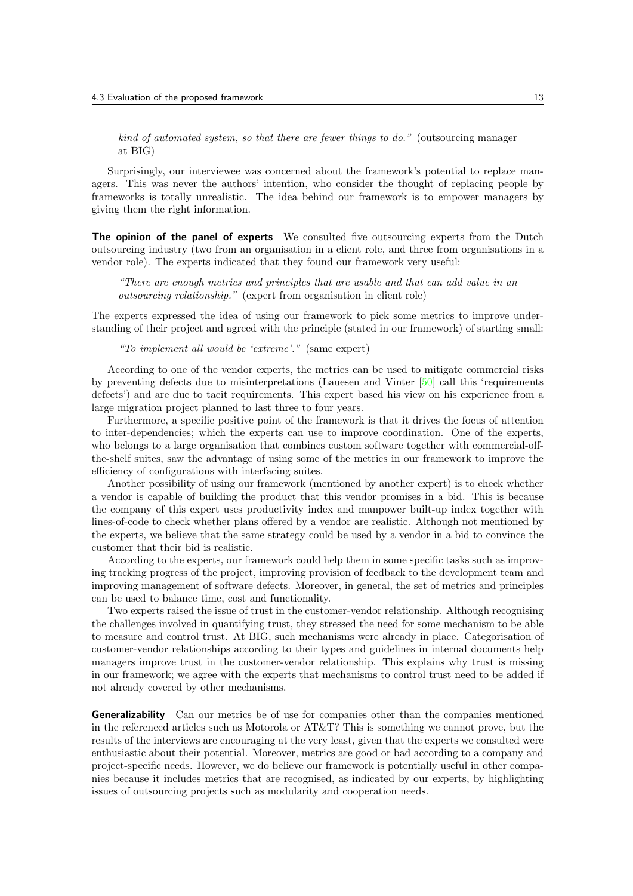*kind of automated system, so that there are fewer things to do."* (outsourcing manager at BIG)

Surprisingly, our interviewee was concerned about the framework's potential to replace managers. This was never the authors' intention, who consider the thought of replacing people by frameworks is totally unrealistic. The idea behind our framework is to empower managers by giving them the right information.

**The opinion of the panel of experts** We consulted five outsourcing experts from the Dutch outsourcing industry (two from an organisation in a client role, and three from organisations in a vendor role). The experts indicated that they found our framework very useful:

> *"There are enough metrics and principles that are usable and that can add value in an outsourcing relationship."* (expert from organisation in client role)

The experts expressed the idea of using our framework to pick some metrics to improve understanding of their project and agreed with the principle (stated in our framework) of starting small:

> *"To implement all would be 'extreme'."* (same expert)

According to one of the vendor experts, the metrics can be used to mitigate commercial risks by preventing defects due to misinterpretations (Lauesen and Vinter [50] call this 'requirements defects') and are due to tacit requirements. This expert based his view on his experience from a large migration project planned to last three to four years.

Furthermore, a specific positive point of the framework is that it drives the focus of attention to inter-dependencies; which the experts can use to improve coordination. One of the experts, who belongs to a large organisation that combines custom software together with commercial-off-the-shelf suites, saw the advantage of using some of the metrics in our framework to improve the efficiency of configurations with interfacing suites.

Another possibility of using our framework (mentioned by another expert) is to check whether a vendor is capable of building the product that this vendor promises in a bid. This is because the company of this expert uses productivity index and manpower built-up index together with lines-of-code to check whether plans offered by a vendor are realistic. Although not mentioned by the experts, we believe that the same strategy could be used by a vendor in a bid to convince the customer that their bid is realistic.

According to the experts, our framework could help them in some specific tasks such as improving tracking progress of the project, improving provision of feedback to the development team and improving management of software defects. Moreover, in general, the set of metrics and principles can be used to balance time, cost and functionality.

Two experts raised the issue of trust in the customer-vendor relationship. Although recognising the challenges involved in quantifying trust, they stressed the need for some mechanism to be able to measure and control trust. At BIG, such mechanisms were already in place. Categorisation of customer-vendor relationships according to their types and guidelines in internal documents help managers improve trust in the customer-vendor relationship. This explains why trust is missing in our framework; we agree with the experts that mechanisms to control trust need to be added if not already covered by other mechanisms.

**Generalizability** Can our metrics be of use for companies other than the companies mentioned in the referenced articles such as Motorola or AT&T? This is something we cannot prove, but the results of the interviews are encouraging at the very least, given that the experts we consulted were enthusiastic about their potential. Moreover, metrics are good or bad according to a company and project-specific needs. However, we do believe our framework is potentially useful in other companies because it includes metrics that are recognised, as indicated by our experts, by highlighting issues of outsourcing projects such as modularity and cooperation needs.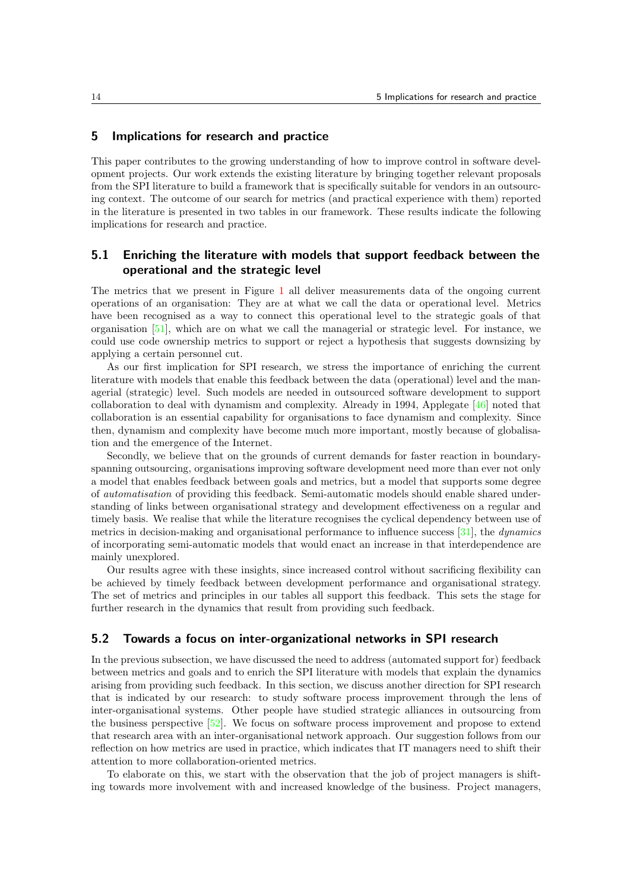## 5 Implications for research and practice

This paper contributes to the growing understanding of how to improve control in software development projects. Our work extends the existing literature by bringing together relevant proposals from the SPI literature to build a framework that is specifically suitable for vendors in an outsourcing context. The outcome of our search for metrics (and practical experience with them) reported in the literature is presented in two tables in our framework. These results indicate the following implications for research and practice.

### 5.1 Enriching the literature with models that support feedback between the operational and the strategic level

The metrics that we present in Figure 1 all deliver measurements data of the ongoing current operations of an organisation: They are at what we call the data or operational level. Metrics have been recognised as a way to connect this operational level to the strategic goals of that organisation [51], which are on what we call the managerial or strategic level. For instance, we could use code ownership metrics to support or reject a hypothesis that suggests downsizing by applying a certain personnel cut.

As our first implication for SPI research, we stress the importance of enriching the current literature with models that enable this feedback between the data (operational) level and the managerial (strategic) level. Such models are needed in outsourced software development to support collaboration to deal with dynamism and complexity. Already in 1994, Applegate [46] noted that collaboration is an essential capability for organisations to face dynamism and complexity. Since then, dynamism and complexity have become much more important, mostly because of globalisation and the emergence of the Internet.

Secondly, we believe that on the grounds of current demands for faster reaction in boundary-spanning outsourcing, organisations improving software development need more than ever not only a model that enables feedback between goals and metrics, but a model that supports some degree of *automatisation* of providing this feedback. Semi-automatic models should enable shared understanding of links between organisational strategy and development effectiveness on a regular and timely basis. We realise that while the literature recognises the cyclical dependency between use of metrics in decision-making and organisational performance to influence success [31], the *dynamics* of incorporating semi-automatic models that would enact an increase in that interdependence are mainly unexplored.

Our results agree with these insights, since increased control without sacrificing flexibility can be achieved by timely feedback between development performance and organisational strategy. The set of metrics and principles in our tables all support this feedback. This sets the stage for further research in the dynamics that result from providing such feedback.

### 5.2 Towards a focus on inter-organizational networks in SPI research

In the previous subsection, we have discussed the need to address (automated support for) feedback between metrics and goals and to enrich the SPI literature with models that explain the dynamics arising from providing such feedback. In this section, we discuss another direction for SPI research that is indicated by our research: to study software process improvement through the lens of inter-organisational systems. Other people have studied strategic alliances in outsourcing from the business perspective [52]. We focus on software process improvement and propose to extend that research area with an inter-organisational network approach. Our suggestion follows from our reflection on how metrics are used in practice, which indicates that IT managers need to shift their attention to more collaboration-oriented metrics.

To elaborate on this, we start with the observation that the job of project managers is shifting towards more involvement with and increased knowledge of the business. Project managers,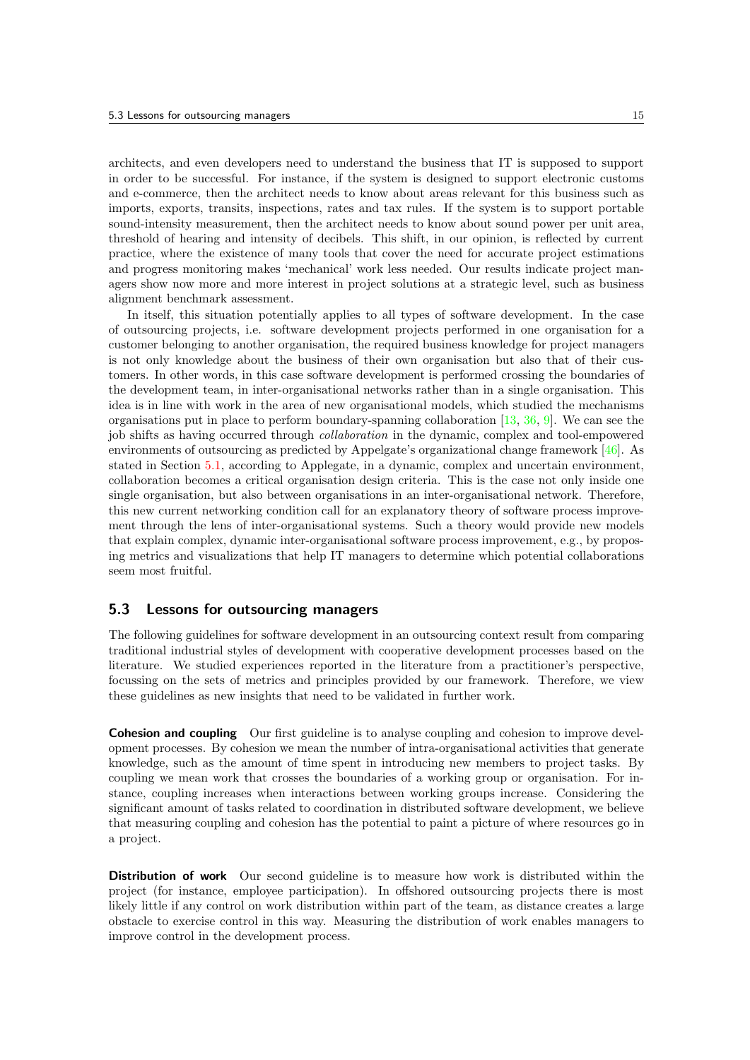architects, and even developers need to understand the business that IT is supposed to support in order to be successful. For instance, if the system is designed to support electronic customs and e-commerce, then the architect needs to know about areas relevant for this business such as imports, exports, transits, inspections, rates and tax rules. If the system is to support portable sound-intensity measurement, then the architect needs to know about sound power per unit area, threshold of hearing and intensity of decibels. This shift, in our opinion, is reflected by current practice, where the existence of many tools that cover the need for accurate project estimations and progress monitoring makes 'mechanical' work less needed. Our results indicate project managers show now more and more interest in project solutions at a strategic level, such as business alignment benchmark assessment.

In itself, this situation potentially applies to all types of software development. In the case of outsourcing projects, i.e. software development projects performed in one organisation for a customer belonging to another organisation, the required business knowledge for project managers is not only knowledge about the business of their own organisation but also that of their customers. In other words, in this case software development is performed crossing the boundaries of the development team, in inter-organisational networks rather than in a single organisation. This idea is in line with work in the area of new organisational models, which studied the mechanisms organisations put in place to perform boundary-spanning collaboration [13, 36, 9]. We can see the job shifts as having occurred through *collaboration* in the dynamic, complex and tool-empowered environments of outsourcing as predicted by Appelgate's organizational change framework [46]. As stated in Section 5.1, according to Applegate, in a dynamic, complex and uncertain environment, collaboration becomes a critical organisation design criteria. This is the case not only inside one single organisation, but also between organisations in an inter-organisational network. Therefore, this new current networking condition call for an explanatory theory of software process improvement through the lens of inter-organisational systems. Such a theory would provide new models that explain complex, dynamic inter-organisational software process improvement, e.g., by proposing metrics and visualizations that help IT managers to determine which potential collaborations seem most fruitful.

## 5.3 Lessons for outsourcing managers

The following guidelines for software development in an outsourcing context result from comparing traditional industrial styles of development with cooperative development processes based on the literature. We studied experiences reported in the literature from a practitioner's perspective, focussing on the sets of metrics and principles provided by our framework. Therefore, we view these guidelines as new insights that need to be validated in further work.

**Cohesion and coupling** Our first guideline is to analyse coupling and cohesion to improve development processes. By cohesion we mean the number of intra-organisational activities that generate knowledge, such as the amount of time spent in introducing new members to project tasks. By coupling we mean work that crosses the boundaries of a working group or organisation. For instance, coupling increases when interactions between working groups increase. Considering the significant amount of tasks related to coordination in distributed software development, we believe that measuring coupling and cohesion has the potential to paint a picture of where resources go in a project.

**Distribution of work** Our second guideline is to measure how work is distributed within the project (for instance, employee participation). In offshored outsourcing projects there is most likely little if any control on work distribution within part of the team, as distance creates a large obstacle to exercise control in this way. Measuring the distribution of work enables managers to improve control in the development process.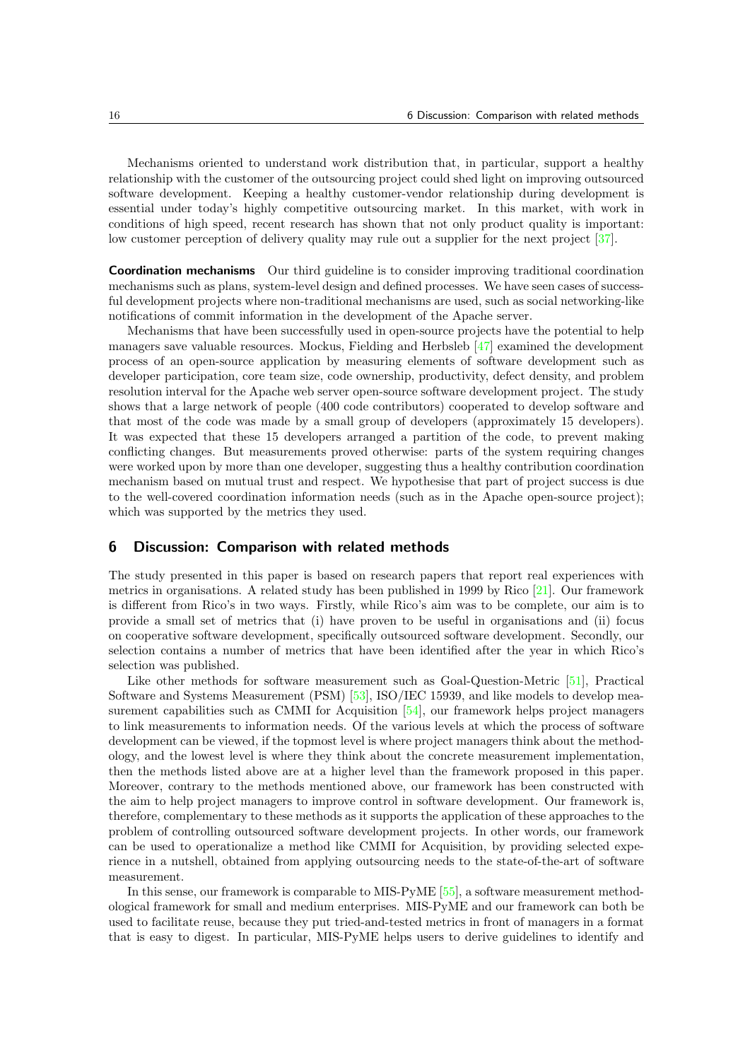Mechanisms oriented to understand work distribution that, in particular, support a healthy relationship with the customer of the outsourcing project could shed light on improving outsourced software development. Keeping a healthy customer-vendor relationship during development is essential under today's highly competitive outsourcing market. In this market, with work in conditions of high speed, recent research has shown that not only product quality is important: low customer perception of delivery quality may rule out a supplier for the next project [37].

**Coordination mechanisms** Our third guideline is to consider improving traditional coordination mechanisms such as plans, system-level design and defined processes. We have seen cases of successful development projects where non-traditional mechanisms are used, such as social networking-like notifications of commit information in the development of the Apache server.

Mechanisms that have been successfully used in open-source projects have the potential to help managers save valuable resources. Mockus, Fielding and Herbsleb [47] examined the development process of an open-source application by measuring elements of software development such as developer participation, core team size, code ownership, productivity, defect density, and problem resolution interval for the Apache web server open-source software development project. The study shows that a large network of people (400 code contributors) cooperated to develop software and that most of the code was made by a small group of developers (approximately 15 developers). It was expected that these 15 developers arranged a partition of the code, to prevent making conflicting changes. But measurements proved otherwise: parts of the system requiring changes were worked upon by more than one developer, suggesting thus a healthy contribution coordination mechanism based on mutual trust and respect. We hypothesise that part of project success is due to the well-covered coordination information needs (such as in the Apache open-source project); which was supported by the metrics they used.

## 6 Discussion: Comparison with related methods

The study presented in this paper is based on research papers that report real experiences with metrics in organisations. A related study has been published in 1999 by Rico [21]. Our framework is different from Rico's in two ways. Firstly, while Rico's aim was to be complete, our aim is to provide a small set of metrics that (i) have proven to be useful in organisations and (ii) focus on cooperative software development, specifically outsourced software development. Secondly, our selection contains a number of metrics that have been identified after the year in which Rico's selection was published.

Like other methods for software measurement such as Goal-Question-Metric [51], Practical Software and Systems Measurement (PSM) [53], ISO/IEC 15939, and like models to develop measurement capabilities such as CMMI for Acquisition [54], our framework helps project managers to link measurements to information needs. Of the various levels at which the process of software development can be viewed, if the topmost level is where project managers think about the methodology, and the lowest level is where they think about the concrete measurement implementation, then the methods listed above are at a higher level than the framework proposed in this paper. Moreover, contrary to the methods mentioned above, our framework has been constructed with the aim to help project managers to improve control in software development. Our framework is, therefore, complementary to these methods as it supports the application of these approaches to the problem of controlling outsourced software development projects. In other words, our framework can be used to operationalize a method like CMMI for Acquisition, by providing selected experience in a nutshell, obtained from applying outsourcing needs to the state-of-the-art of software measurement.

In this sense, our framework is comparable to MIS-PyME [55], a software measurement methodological framework for small and medium enterprises. MIS-PyME and our framework can both be used to facilitate reuse, because they put tried-and-tested metrics in front of managers in a format that is easy to digest. In particular, MIS-PyME helps users to derive guidelines to identify and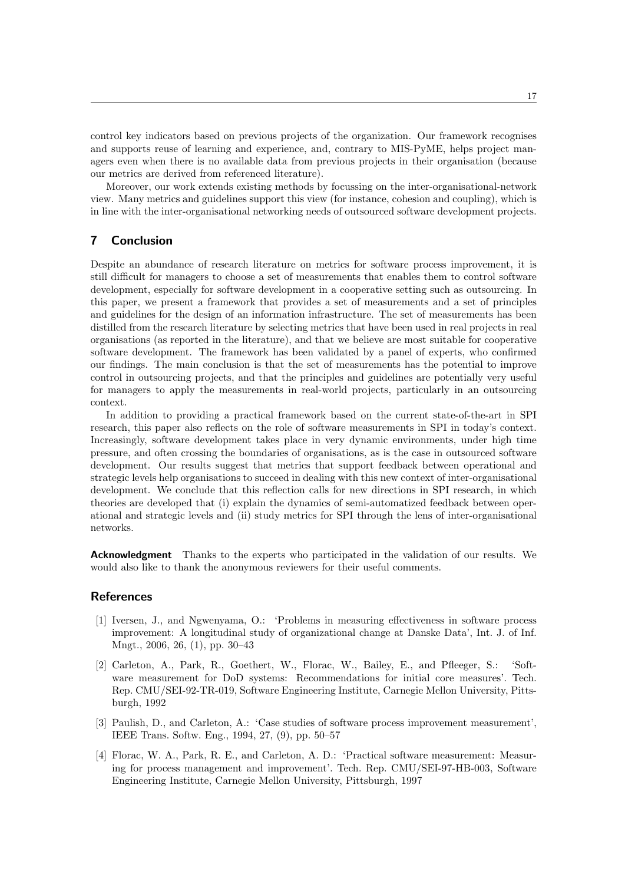control key indicators based on previous projects of the organization. Our framework recognises and supports reuse of learning and experience, and, contrary to MIS-PyME, helps project managers even when there is no available data from previous projects in their organisation (because our metrics are derived from referenced literature).

Moreover, our work extends existing methods by focussing on the inter-organisational-network view. Many metrics and guidelines support this view (for instance, cohesion and coupling), which is in line with the inter-organisational networking needs of outsourced software development projects.

## 7 Conclusion

Despite an abundance of research literature on metrics for software process improvement, it is still difficult for managers to choose a set of measurements that enables them to control software development, especially for software development in a cooperative setting such as outsourcing. In this paper, we present a framework that provides a set of measurements and a set of principles and guidelines for the design of an information infrastructure. The set of measurements has been distilled from the research literature by selecting metrics that have been used in real projects in real organisations (as reported in the literature), and that we believe are most suitable for cooperative software development. The framework has been validated by a panel of experts, who confirmed our findings. The main conclusion is that the set of measurements has the potential to improve control in outsourcing projects, and that the principles and guidelines are potentially very useful for managers to apply the measurements in real-world projects, particularly in an outsourcing context.

In addition to providing a practical framework based on the current state-of-the-art in SPI research, this paper also reflects on the role of software measurements in SPI in today's context. Increasingly, software development takes place in very dynamic environments, under high time pressure, and often crossing the boundaries of organisations, as is the case in outsourced software development. Our results suggest that metrics that support feedback between operational and strategic levels help organisations to succeed in dealing with this new context of inter-organisational development. We conclude that this reflection calls for new directions in SPI research, in which theories are developed that (i) explain the dynamics of semi-automatized feedback between operational and strategic levels and (ii) study metrics for SPI through the lens of inter-organisational networks.

**Acknowledgment** Thanks to the experts who participated in the validation of our results. We would also like to thank the anonymous reviewers for their useful comments.

## References

[1] Iversen, J., and Ngwenyama, O.: 'Problems in measuring effectiveness in software process improvement: A longitudinal study of organizational change at Danske Data', Int. J. of Inf. Mngt., 2006, 26, (1), pp. 30–43

[2] Carleton, A., Park, R., Goethert, W., Florac, W., Bailey, E., and Pfleeger, S.: 'Software measurement for DoD systems: Recommendations for initial core measures'. Tech. Rep. CMU/SEI-92-TR-019, Software Engineering Institute, Carnegie Mellon University, Pittsburgh, 1992

[3] Paulish, D., and Carleton, A.: 'Case studies of software process improvement measurement', IEEE Trans. Softw. Eng., 1994, 27, (9), pp. 50–57

[4] Florac, W. A., Park, R. E., and Carleton, A. D.: 'Practical software measurement: Measuring for process management and improvement'. Tech. Rep. CMU/SEI-97-HB-003, Software Engineering Institute, Carnegie Mellon University, Pittsburgh, 1997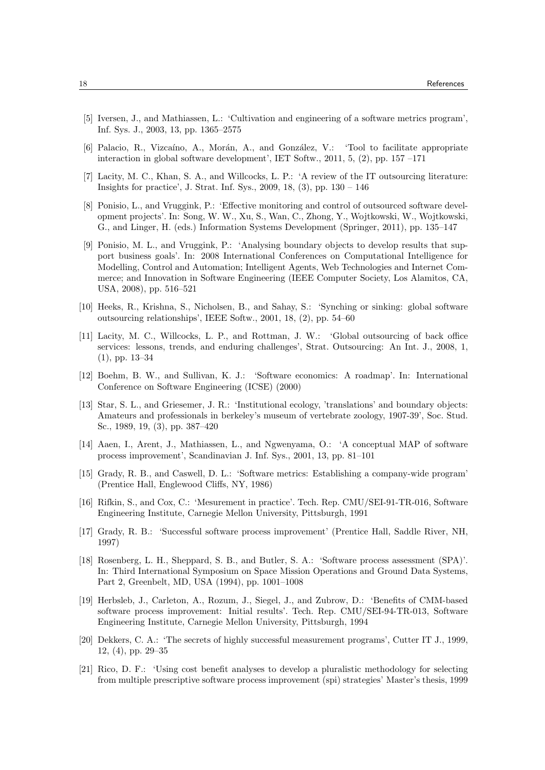[5] Iversen, J., and Mathiassen, L.: 'Cultivation and engineering of a software metrics program', Inf. Sys. J., 2003, 13, pp. 1365–2575

[6] Palacio, R., Vizcaíno, A., Morán, A., and González, V.: 'Tool to facilitate appropriate interaction in global software development', IET Softw., 2011, 5, (2), pp. 157 –171

[7] Lacity, M. C., Khan, S. A., and Willcocks, L. P.: 'A review of the IT outsourcing literature: Insights for practice', J. Strat. Inf. Sys., 2009, 18, (3), pp. 130 – 146

[8] Ponisio, L., and Vruggink, P.: 'Effective monitoring and control of outsourced software development projects'. In: Song, W. W., Xu, S., Wan, C., Zhong, Y., Wojtkowski, W., Wojtkowski, G., and Linger, H. (eds.) Information Systems Development (Springer, 2011), pp. 135–147

[9] Ponisio, M. L., and Vruggink, P.: 'Analysing boundary objects to develop results that support business goals'. In: 2008 International Conferences on Computational Intelligence for Modelling, Control and Automation; Intelligent Agents, Web Technologies and Internet Commerce; and Innovation in Software Engineering (IEEE Computer Society, Los Alamitos, CA, USA, 2008), pp. 516–521

[10] Heeks, R., Krishna, S., Nicholsen, B., and Sahay, S.: 'Synching or sinking: global software outsourcing relationships', IEEE Softw., 2001, 18, (2), pp. 54–60

[11] Lacity, M. C., Willcocks, L. P., and Rottman, J. W.: 'Global outsourcing of back office services: lessons, trends, and enduring challenges', Strat. Outsourcing: An Int. J., 2008, 1, (1), pp. 13–34

[12] Boehm, B. W., and Sullivan, K. J.: 'Software economics: A roadmap'. In: International Conference on Software Engineering (ICSE) (2000)

[13] Star, S. L., and Griesemer, J. R.: 'Institutional ecology, 'translations' and boundary objects: Amateurs and professionals in berkeley's museum of vertebrate zoology, 1907-39', Soc. Stud. Sc., 1989, 19, (3), pp. 387–420

[14] Aaen, I., Arent, J., Mathiassen, L., and Ngwenyama, O.: 'A conceptual MAP of software process improvement', Scandinavian J. Inf. Sys., 2001, 13, pp. 81–101

[15] Grady, R. B., and Caswell, D. L.: 'Software metrics: Establishing a company-wide program' (Prentice Hall, Englewood Cliffs, NY, 1986)

[16] Rifkin, S., and Cox, C.: 'Mesurement in practice'. Tech. Rep. CMU/SEI-91-TR-016, Software Engineering Institute, Carnegie Mellon University, Pittsburgh, 1991

[17] Grady, R. B.: 'Successful software process improvement' (Prentice Hall, Saddle River, NH, 1997)

[18] Rosenberg, L. H., Sheppard, S. B., and Butler, S. A.: 'Software process assessment (SPA)'. In: Third International Symposium on Space Mission Operations and Ground Data Systems, Part 2, Greenbelt, MD, USA (1994), pp. 1001–1008

[19] Herbsleb, J., Carleton, A., Rozum, J., Siegel, J., and Zubrow, D.: 'Benefits of CMM-based software process improvement: Initial results'. Tech. Rep. CMU/SEI-94-TR-013, Software Engineering Institute, Carnegie Mellon University, Pittsburgh, 1994

[20] Dekkers, C. A.: 'The secrets of highly successful measurement programs', Cutter IT J., 1999, 12, (4), pp. 29–35

[21] Rico, D. F.: 'Using cost benefit analyses to develop a pluralistic methodology for selecting from multiple prescriptive software process improvement (spi) strategies' Master's thesis, 1999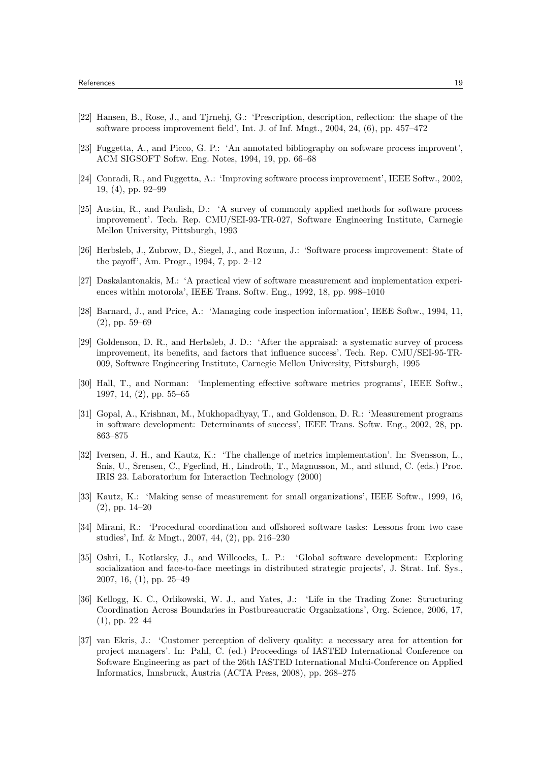[22] Hansen, B., Rose, J., and Tjrnehj, G.: 'Prescription, description, reflection: the shape of the software process improvement field', Int. J. of Inf. Mngt., 2004, 24, (6), pp. 457–472

[23] Fuggetta, A., and Picco, G. P.: 'An annotated bibliography on software process improvent', ACM SIGSOFT Softw. Eng. Notes, 1994, 19, pp. 66–68

[24] Conradi, R., and Fuggetta, A.: 'Improving software process improvement', IEEE Softw., 2002, 19, (4), pp. 92–99

[25] Austin, R., and Paulish, D.: 'A survey of commonly applied methods for software process improvement'. Tech. Rep. CMU/SEI-93-TR-027, Software Engineering Institute, Carnegie Mellon University, Pittsburgh, 1993

[26] Herbsleb, J., Zubrow, D., Siegel, J., and Rozum, J.: 'Software process improvement: State of the payoff', Am. Progr., 1994, 7, pp. 2–12

[27] Daskalantonakis, M.: 'A practical view of software measurement and implementation experiences within motorola', IEEE Trans. Softw. Eng., 1992, 18, pp. 998–1010

[28] Barnard, J., and Price, A.: 'Managing code inspection information', IEEE Softw., 1994, 11, (2), pp. 59–69

[29] Goldenson, D. R., and Herbsleb, J. D.: 'After the appraisal: a systematic survey of process improvement, its benefits, and factors that influence success'. Tech. Rep. CMU/SEI-95-TR-009, Software Engineering Institute, Carnegie Mellon University, Pittsburgh, 1995

[30] Hall, T., and Norman: 'Implementing effective software metrics programs', IEEE Softw., 1997, 14, (2), pp. 55–65

[31] Gopal, A., Krishnan, M., Mukhopadhyay, T., and Goldenson, D. R.: 'Measurement programs in software development: Determinants of success', IEEE Trans. Softw. Eng., 2002, 28, pp. 863–875

[32] Iversen, J. H., and Kautz, K.: 'The challenge of metrics implementation'. In: Svensson, L., Snis, U., Srensen, C., Fgerlind, H., Lindroth, T., Magnusson, M., and stlund, C. (eds.) Proc. IRIS 23. Laboratorium for Interaction Technology (2000)

[33] Kautz, K.: 'Making sense of measurement for small organizations', IEEE Softw., 1999, 16, (2), pp. 14–20

[34] Mirani, R.: 'Procedural coordination and offshored software tasks: Lessons from two case studies', Inf. & Mngt., 2007, 44, (2), pp. 216–230

[35] Oshri, I., Kotlarsky, J., and Willcocks, L. P.: 'Global software development: Exploring socialization and face-to-face meetings in distributed strategic projects', J. Strat. Inf. Sys., 2007, 16, (1), pp. 25–49

[36] Kellogg, K. C., Orlikowski, W. J., and Yates, J.: 'Life in the Trading Zone: Structuring Coordination Across Boundaries in Postbureaucratic Organizations', Org. Science, 2006, 17, (1), pp. 22–44

[37] van Ekris, J.: 'Customer perception of delivery quality: a necessary area for attention for project managers'. In: Pahl, C. (ed.) Proceedings of IASTED International Conference on Software Engineering as part of the 26th IASTED International Multi-Conference on Applied Informatics, Innsbruck, Austria (ACTA Press, 2008), pp. 268–275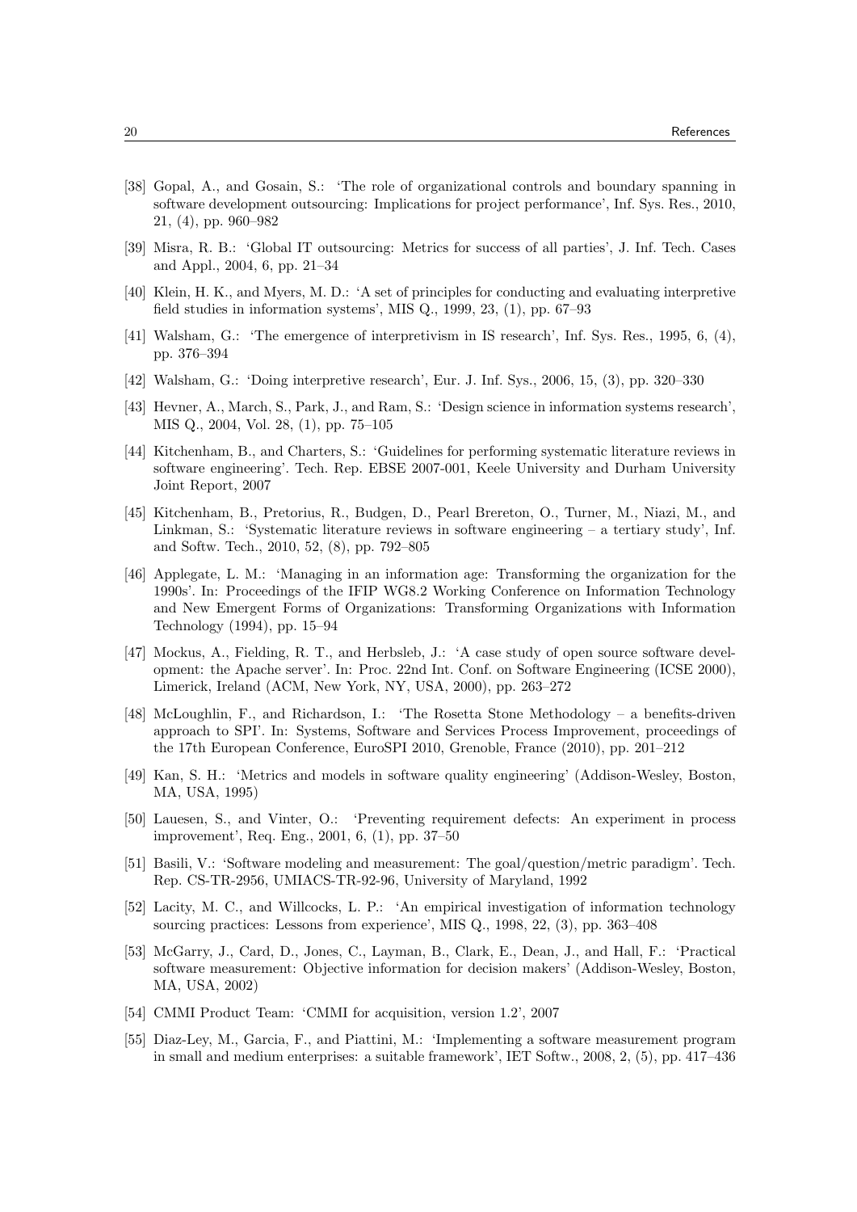[38] Gopal, A., and Gosain, S.: 'The role of organizational controls and boundary spanning in software development outsourcing: Implications for project performance', Inf. Sys. Res., 2010, 21, (4), pp. 960–982

[39] Misra, R. B.: 'Global IT outsourcing: Metrics for success of all parties', J. Inf. Tech. Cases and Appl., 2004, 6, pp. 21–34

[40] Klein, H. K., and Myers, M. D.: 'A set of principles for conducting and evaluating interpretive field studies in information systems', MIS Q., 1999, 23, (1), pp. 67–93

[41] Walsham, G.: 'The emergence of interpretivism in IS research', Inf. Sys. Res., 1995, 6, (4), pp. 376–394

[42] Walsham, G.: 'Doing interpretive research', Eur. J. Inf. Sys., 2006, 15, (3), pp. 320–330

[43] Hevner, A., March, S., Park, J., and Ram, S.: 'Design science in information systems research', MIS Q., 2004, Vol. 28, (1), pp. 75–105

[44] Kitchenham, B., and Charters, S.: 'Guidelines for performing systematic literature reviews in software engineering'. Tech. Rep. EBSE 2007-001, Keele University and Durham University Joint Report, 2007

[45] Kitchenham, B., Pretorius, R., Budgen, D., Pearl Brereton, O., Turner, M., Niazi, M., and Linkman, S.: 'Systematic literature reviews in software engineering – a tertiary study', Inf. and Softw. Tech., 2010, 52, (8), pp. 792–805

[46] Applegate, L. M.: 'Managing in an information age: Transforming the organization for the 1990s'. In: Proceedings of the IFIP WG8.2 Working Conference on Information Technology and New Emergent Forms of Organizations: Transforming Organizations with Information Technology (1994), pp. 15–94

[47] Mockus, A., Fielding, R. T., and Herbsleb, J.: 'A case study of open source software development: the Apache server'. In: Proc. 22nd Int. Conf. on Software Engineering (ICSE 2000), Limerick, Ireland (ACM, New York, NY, USA, 2000), pp. 263–272

[48] McLoughlin, F., and Richardson, I.: 'The Rosetta Stone Methodology – a benefits-driven approach to SPI'. In: Systems, Software and Services Process Improvement, proceedings of the 17th European Conference, EuroSPI 2010, Grenoble, France (2010), pp. 201–212

[49] Kan, S. H.: 'Metrics and models in software quality engineering' (Addison-Wesley, Boston, MA, USA, 1995)

[50] Lauesen, S., and Vinter, O.: 'Preventing requirement defects: An experiment in process improvement', Req. Eng., 2001, 6, (1), pp. 37–50

[51] Basili, V.: 'Software modeling and measurement: The goal/question/metric paradigm'. Tech. Rep. CS-TR-2956, UMIACS-TR-92-96, University of Maryland, 1992

[52] Lacity, M. C., and Willcocks, L. P.: 'An empirical investigation of information technology sourcing practices: Lessons from experience', MIS Q., 1998, 22, (3), pp. 363–408

[53] McGarry, J., Card, D., Jones, C., Layman, B., Clark, E., Dean, J., and Hall, F.: 'Practical software measurement: Objective information for decision makers' (Addison-Wesley, Boston, MA, USA, 2002)

[54] CMMI Product Team: 'CMMI for acquisition, version 1.2', 2007

[55] Diaz-Ley, M., Garcia, F., and Piattini, M.: 'Implementing a software measurement program in small and medium enterprises: a suitable framework', IET Softw., 2008, 2, (5), pp. 417–436